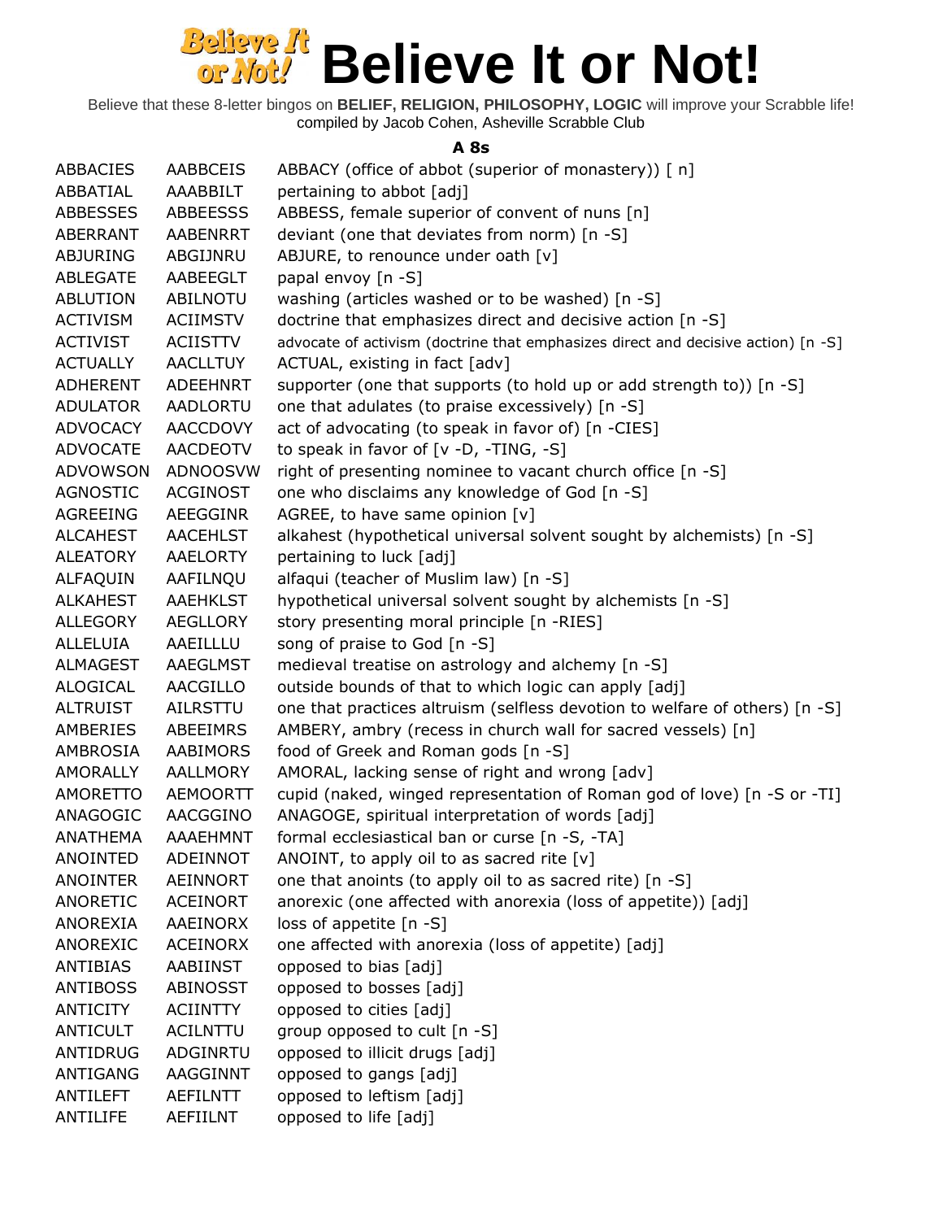# Believe It or Not!

Believe that these 8-letter bingos on **BELIEF, RELIGION, PHILOSOPHY, LOGIC** will improve your Scrabble life!
compiled by Jacob Cohen, Asheville Scrabble Club

### A 8s

| | | |
|---|---|---|
| ABBACIES | AABBCEIS | ABBACY (office of abbot (superior of monastery)) [ n] |
| ABBATIAL | AAABBILT | pertaining to abbot [adj] |
| ABBESSES | ABBEESSS | ABBESS, female superior of convent of nuns [n] |
| ABERRANT | AABENRRT | deviant (one that deviates from norm) [n -S] |
| ABJURING | ABGIJNRU | ABJURE, to renounce under oath [v] |
| ABLEGATE | AABEEGLT | papal envoy [n -S] |
| ABLUTION | ABILNOTU | washing (articles washed or to be washed) [n -S] |
| ACTIVISM | ACIIMSTV | doctrine that emphasizes direct and decisive action [n -S] |
| ACTIVIST | ACIISTTV | advocate of activism (doctrine that emphasizes direct and decisive action) [n -S] |
| ACTUALLY | AACLLTUY | ACTUAL, existing in fact [adv] |
| ADHERENT | ADEEHNRT | supporter (one that supports (to hold up or add strength to)) [n -S] |
| ADULATOR | AADLORTU | one that adulates (to praise excessively) [n -S] |
| ADVOCACY | AACCDOVY | act of advocating (to speak in favor of) [n -CIES] |
| ADVOCATE | AACDEOTV | to speak in favor of [v -D, -TING, -S] |
| ADVOWSON | ADNOOSVW | right of presenting nominee to vacant church office [n -S] |
| AGNOSTIC | ACGINOST | one who disclaims any knowledge of God [n -S] |
| AGREEING | AEEGGINR | AGREE, to have same opinion [v] |
| ALCAHEST | AACEHLST | alkahest (hypothetical universal solvent sought by alchemists) [n -S] |
| ALEATORY | AAELORTY | pertaining to luck [adj] |
| ALFAQUIN | AAFILNQU | alfaqui (teacher of Muslim law) [n -S] |
| ALKAHEST | AAEHKLST | hypothetical universal solvent sought by alchemists [n -S] |
| ALLEGORY | AEGLLORY | story presenting moral principle [n -RIES] |
| ALLELUIA | AAEILLLU | song of praise to God [n -S] |
| ALMAGEST | AAEGLMST | medieval treatise on astrology and alchemy [n -S] |
| ALOGICAL | AACGILLO | outside bounds of that to which logic can apply [adj] |
| ALTRUIST | AILRSTTU | one that practices altruism (selfless devotion to welfare of others) [n -S] |
| AMBERIES | ABEEIMRS | AMBERY, ambry (recess in church wall for sacred vessels) [n] |
| AMBROSIA | AABIMORS | food of Greek and Roman gods [n -S] |
| AMORALLY | AALLMORY | AMORAL, lacking sense of right and wrong [adv] |
| AMORETTO | AEMOORTT | cupid (naked, winged representation of Roman god of love) [n -S or -TI] |
| ANAGOGIC | AACGGINO | ANAGOGE, spiritual interpretation of words [adj] |
| ANATHEMA | AAAEHMNT | formal ecclesiastical ban or curse [n -S, -TA] |
| ANOINTED | ADEINNOT | ANOINT, to apply oil to as sacred rite [v] |
| ANOINTER | AEINNORT | one that anoints (to apply oil to as sacred rite) [n -S] |
| ANORETIC | ACEINORT | anorexic (one affected with anorexia (loss of appetite)) [adj] |
| ANOREXIA | AAEINORX | loss of appetite [n -S] |
| ANOREXIC | ACEINORX | one affected with anorexia (loss of appetite) [adj] |
| ANTIBIAS | AABIINST | opposed to bias [adj] |
| ANTIBOSS | ABINOSST | opposed to bosses [adj] |
| ANTICITY | ACIINTTY | opposed to cities [adj] |
| ANTICULT | ACILNTTU | group opposed to cult [n -S] |
| ANTIDRUG | ADGINRTU | opposed to illicit drugs [adj] |
| ANTIGANG | AAGGINNT | opposed to gangs [adj] |
| ANTILEFT | AEFILNTT | opposed to leftism [adj] |
| ANTILIFE | AEFIILNT | opposed to life [adj] |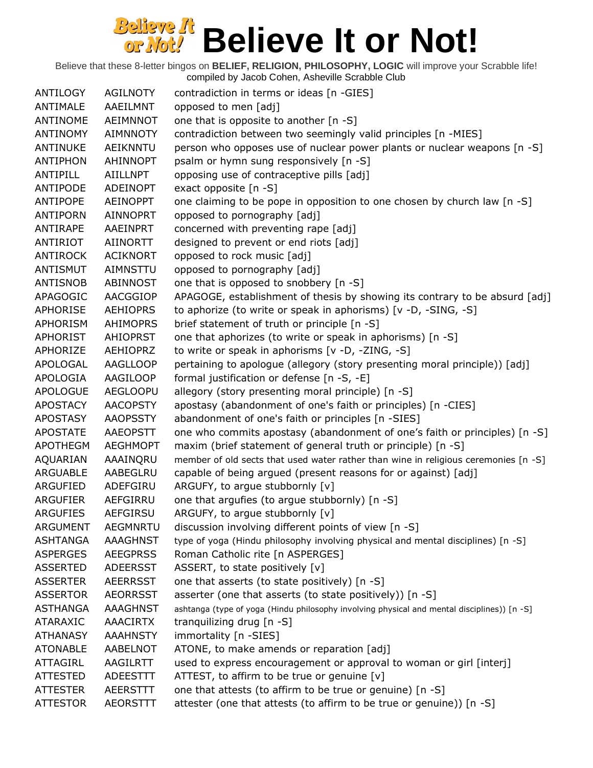# Believe It or Not!

Believe that these 8-letter bingos on **BELIEF, RELIGION, PHILOSOPHY, LOGIC** will improve your Scrabble life!
compiled by Jacob Cohen, Asheville Scrabble Club

| | | |
|---|---|---|
| ANTILOGY | AGILNOTY | contradiction in terms or ideas [n -GIES] |
| ANTIMALE | AAEILMNT | opposed to men [adj] |
| ANTINOME | AEIMNNOT | one that is opposite to another [n -S] |
| ANTINOMY | AIMNNOTY | contradiction between two seemingly valid principles [n -MIES] |
| ANTINUKE | AEIKNNTU | person who opposes use of nuclear power plants or nuclear weapons [n -S] |
| ANTIPHON | AHINNOPT | psalm or hymn sung responsively [n -S] |
| ANTIPILL | AIILLNPT | opposing use of contraceptive pills [adj] |
| ANTIPODE | ADEINOPT | exact opposite [n -S] |
| ANTIPOPE | AEINOPPT | one claiming to be pope in opposition to one chosen by church law [n -S] |
| ANTIPORN | AINNOPRT | opposed to pornography [adj] |
| ANTIRAPE | AAEINPRT | concerned with preventing rape [adj] |
| ANTIRIOT | AIINORTT | designed to prevent or end riots [adj] |
| ANTIROCK | ACIKNORT | opposed to rock music [adj] |
| ANTISMUT | AIMNSTTU | opposed to pornography [adj] |
| ANTISNOB | ABINNOST | one that is opposed to snobbery [n -S] |
| APAGOGIC | AACGGIOP | APAGOGE, establishment of thesis by showing its contrary to be absurd [adj] |
| APHORISE | AEHIOPRS | to aphorize (to write or speak in aphorisms) [v -D, -SING, -S] |
| APHORISM | AHIMOPRS | brief statement of truth or principle [n -S] |
| APHORIST | AHIOPRST | one that aphorizes (to write or speak in aphorisms) [n -S] |
| APHORIZE | AEHIOPRZ | to write or speak in aphorisms [v -D, -ZING, -S] |
| APOLOGAL | AAGLLOOP | pertaining to apologue (allegory (story presenting moral principle)) [adj] |
| APOLOGIA | AAGILOOP | formal justification or defense [n -S, -E] |
| APOLOGUE | AEGLOOPU | allegory (story presenting moral principle) [n -S] |
| APOSTACY | AACOPSTY | apostasy (abandonment of one's faith or principles) [n -CIES] |
| APOSTASY | AAOPSSTY | abandonment of one's faith or principles [n -SIES] |
| APOSTATE | AAEOPSTT | one who commits apostasy (abandonment of one's faith or principles) [n -S] |
| APOTHEGM | AEGHMOPT | maxim (brief statement of general truth or principle) [n -S] |
| AQUARIAN | AAAINQRU | member of old sects that used water rather than wine in religious ceremonies [n -S] |
| ARGUABLE | AABEGLRU | capable of being argued (present reasons for or against) [adj] |
| ARGUFIED | ADEFGIRU | ARGUFY, to argue stubbornly [v] |
| ARGUFIER | AEFGIRRU | one that argufies (to argue stubbornly) [n -S] |
| ARGUFIES | AEFGIRSU | ARGUFY, to argue stubbornly [v] |
| ARGUMENT | AEGMNRTU | discussion involving different points of view [n -S] |
| ASHTANGA | AAAGHNST | type of yoga (Hindu philosophy involving physical and mental disciplines) [n -S] |
| ASPERGES | AEEGPRSS | Roman Catholic rite [n ASPERGES] |
| ASSERTED | ADEERSST | ASSERT, to state positively [v] |
| ASSERTER | AEERRSST | one that asserts (to state positively) [n -S] |
| ASSERTOR | AEORRSST | asserter (one that asserts (to state positively)) [n -S] |
| ASTHANGA | AAAGHNST | ashtanga (type of yoga (Hindu philosophy involving physical and mental disciplines)) [n -S] |
| ATARAXIC | AAACIRTX | tranquilizing drug [n -S] |
| ATHANASY | AAAHNSTY | immortality [n -SIES] |
| ATONABLE | AABELNOT | ATONE, to make amends or reparation [adj] |
| ATTAGIRL | AAGILRTT | used to express encouragement or approval to woman or girl [interj] |
| ATTESTED | ADEESTTT | ATTEST, to affirm to be true or genuine [v] |
| ATTESTER | AEERSTTT | one that attests (to affirm to be true or genuine) [n -S] |
| ATTESTOR | AEORSTTT | attester (one that attests (to affirm to be true or genuine)) [n -S] |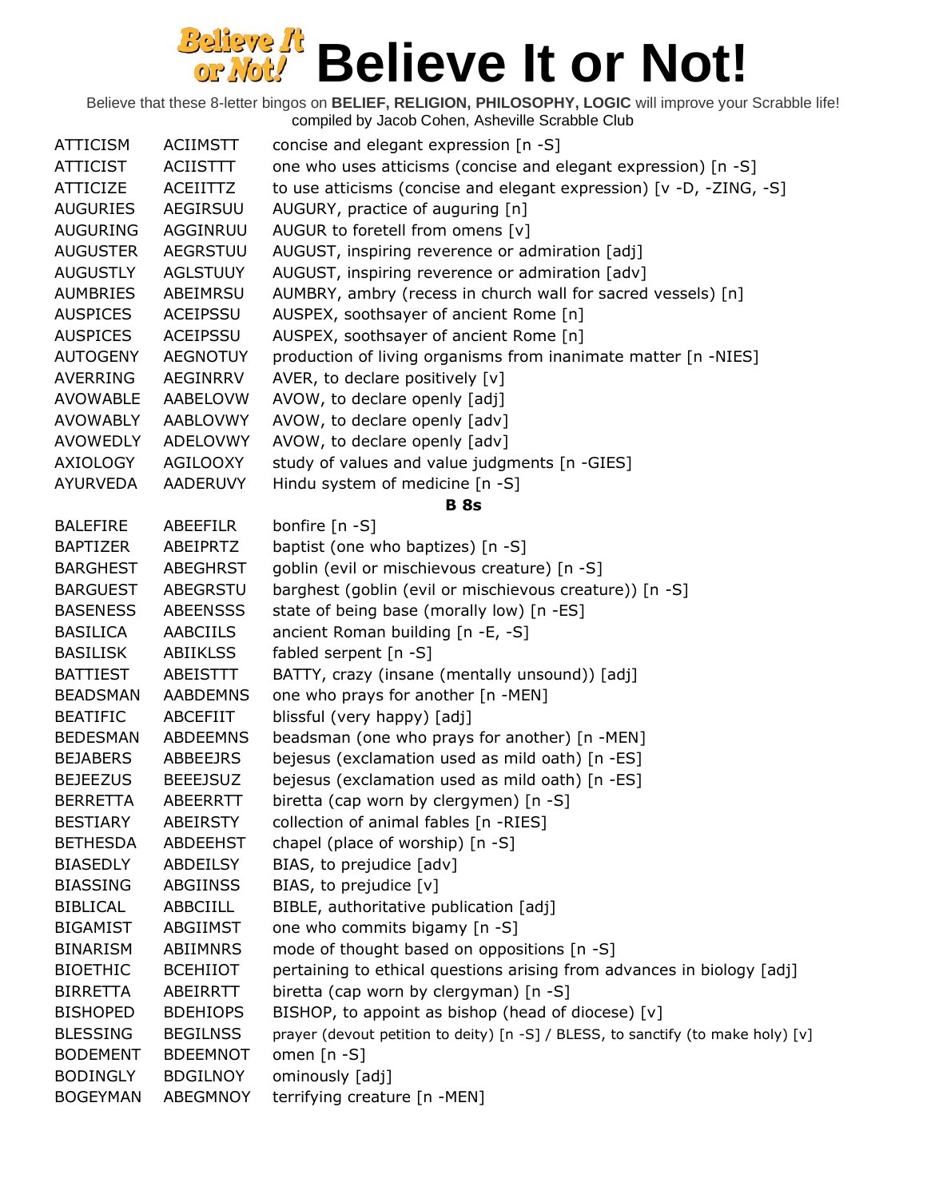# Believe It or Not!

Believe that these 8-letter bingos on **BELIEF, RELIGION, PHILOSOPHY, LOGIC** will improve your Scrabble life!
compiled by Jacob Cohen, Asheville Scrabble Club

| | | |
|---|---|---|
| ATTICISM | ACIIMSTT | concise and elegant expression [n -S] |
| ATTICIST | ACIISTTT | one who uses atticisms (concise and elegant expression) [n -S] |
| ATTICIZE | ACEIITTZ | to use atticisms (concise and elegant expression) [v -D, -ZING, -S] |
| AUGURIES | AEGIRSUU | AUGURY, practice of auguring [n] |
| AUGURING | AGGINRUU | AUGUR to foretell from omens [v] |
| AUGUSTER | AEGRSTUU | AUGUST, inspiring reverence or admiration [adj] |
| AUGUSTLY | AGLSTUUY | AUGUST, inspiring reverence or admiration [adv] |
| AUMBRIES | ABEIMRSU | AUMBRY, ambry (recess in church wall for sacred vessels) [n] |
| AUSPICES | ACEIPSSU | AUSPEX, soothsayer of ancient Rome [n] |
| AUSPICES | ACEIPSSU | AUSPEX, soothsayer of ancient Rome [n] |
| AUTOGENY | AEGNOTUY | production of living organisms from inanimate matter [n -NIES] |
| AVERRING | AEGINRRV | AVER, to declare positively [v] |
| AVOWABLE | AABELOVW | AVOW, to declare openly [adj] |
| AVOWABLY | AABLOVWY | AVOW, to declare openly [adv] |
| AVOWEDLY | ADELOVWY | AVOW, to declare openly [adv] |
| AXIOLOGY | AGILOOXY | study of values and value judgments [n -GIES] |
| AYURVEDA | AADERUVY | Hindu system of medicine [n -S] |
| | | **B 8s** |
| BALEFIRE | ABEEFILR | bonfire [n -S] |
| BAPTIZER | ABEIPRTZ | baptist (one who baptizes) [n -S] |
| BARGHEST | ABEGHRST | goblin (evil or mischievous creature) [n -S] |
| BARGUEST | ABEGRSTU | barghest (goblin (evil or mischievous creature)) [n -S] |
| BASENESS | ABEENSSS | state of being base (morally low) [n -ES] |
| BASILICA | AABCIILS | ancient Roman building [n -E, -S] |
| BASILISK | ABIIKLSS | fabled serpent [n -S] |
| BATTIEST | ABEISTTT | BATTY, crazy (insane (mentally unsound)) [adj] |
| BEADSMAN | AABDEMNS | one who prays for another [n -MEN] |
| BEATIFIC | ABCEFIIT | blissful (very happy) [adj] |
| BEDESMAN | ABDEEMNS | beadsman (one who prays for another) [n -MEN] |
| BEJABERS | ABBEEJRS | bejesus (exclamation used as mild oath) [n -ES] |
| BEJEEZUS | BEEEJSUZ | bejesus (exclamation used as mild oath) [n -ES] |
| BERRETTA | ABEERRTT | biretta (cap worn by clergymen) [n -S] |
| BESTIARY | ABEIRSTY | collection of animal fables [n -RIES] |
| BETHESDA | ABDEEHST | chapel (place of worship) [n -S] |
| BIASEDLY | ABDEILSY | BIAS, to prejudice [adv] |
| BIASSING | ABGIINSS | BIAS, to prejudice [v] |
| BIBLICAL | ABBCIILL | BIBLE, authoritative publication [adj] |
| BIGAMIST | ABGIIMST | one who commits bigamy [n -S] |
| BINARISM | ABIIMNRS | mode of thought based on oppositions [n -S] |
| BIOETHIC | BCEHIIOT | pertaining to ethical questions arising from advances in biology [adj] |
| BIRRETTA | ABEIRRTT | biretta (cap worn by clergyman) [n -S] |
| BISHOPED | BDEHIOPS | BISHOP, to appoint as bishop (head of diocese) [v] |
| BLESSING | BEGILNSS | prayer (devout petition to deity) [n -S] / BLESS, to sanctify (to make holy) [v] |
| BODEMENT | BDEEMNOT | omen [n -S] |
| BODINGLY | BDGILNOY | ominously [adj] |
| BOGEYMAN | ABEGMNOY | terrifying creature [n -MEN] |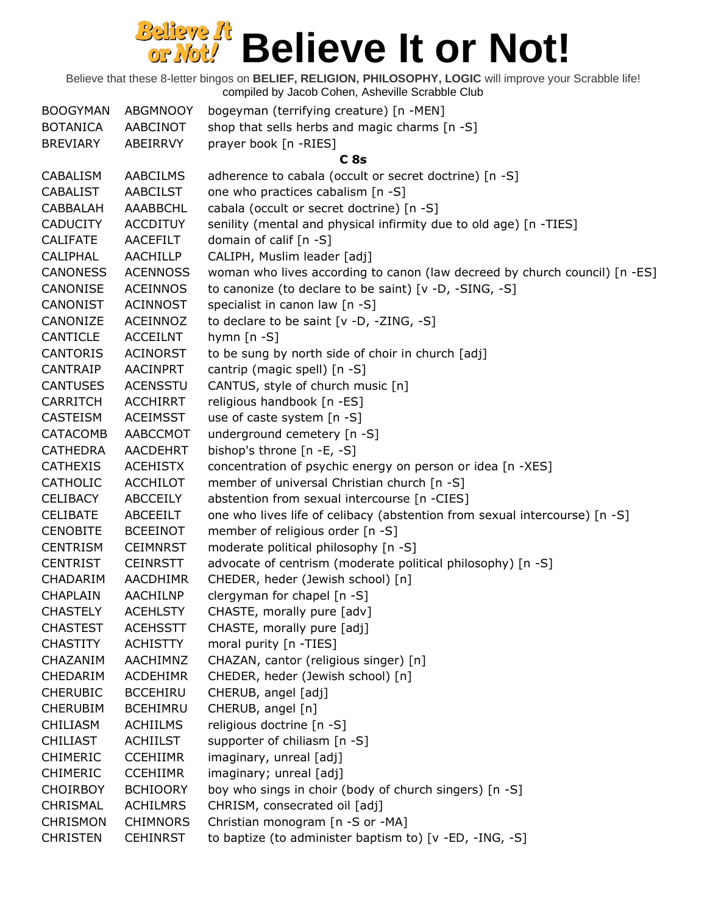# Believe It or Not!

Believe that these 8-letter bingos on **BELIEF, RELIGION, PHILOSOPHY, LOGIC** will improve your Scrabble life!
compiled by Jacob Cohen, Asheville Scrabble Club

| | | |
|---|---|---|
| BOOGYMAN | ABGMNOOY | bogeyman (terrifying creature) [n -MEN] |
| BOTANICA | AABCINOT | shop that sells herbs and magic charms [n -S] |
| BREVIARY | ABEIRRVY | prayer book [n -RIES] |

**C 8s**

| | | |
|---|---|---|
| CABALISM | AABCILMS | adherence to cabala (occult or secret doctrine) [n -S] |
| CABALIST | AABCILST | one who practices cabalism [n -S] |
| CABBALAH | AAABBCHL | cabala (occult or secret doctrine) [n -S] |
| CADUCITY | ACCDITUY | senility (mental and physical infirmity due to old age) [n -TIES] |
| CALIFATE | AACEFILT | domain of calif [n -S] |
| CALIPHAL | AACHILLP | CALIPH, Muslim leader [adj] |
| CANONESS | ACENNOSS | woman who lives according to canon (law decreed by church council) [n -ES] |
| CANONISE | ACEINNOS | to canonize (to declare to be saint) [v -D, -SING, -S] |
| CANONIST | ACINNOST | specialist in canon law [n -S] |
| CANONIZE | ACEINNOZ | to declare to be saint [v -D, -ZING, -S] |
| CANTICLE | ACCEILNT | hymn [n -S] |
| CANTORIS | ACINORST | to be sung by north side of choir in church [adj] |
| CANTRAIP | AACINPRT | cantrip (magic spell) [n -S] |
| CANTUSES | ACENSSTU | CANTUS, style of church music [n] |
| CARRITCH | ACCHIRRT | religious handbook [n -ES] |
| CASTEISM | ACEIMSST | use of caste system [n -S] |
| CATACOMB | AABCCMOT | underground cemetery [n -S] |
| CATHEDRA | AACDEHRT | bishop's throne [n -E, -S] |
| CATHEXIS | ACEHISTX | concentration of psychic energy on person or idea [n -XES] |
| CATHOLIC | ACCHILOT | member of universal Christian church [n -S] |
| CELIBACY | ABCCEILY | abstention from sexual intercourse [n -CIES] |
| CELIBATE | ABCEEILT | one who lives life of celibacy (abstention from sexual intercourse) [n -S] |
| CENOBITE | BCEEINOT | member of religious order [n -S] |
| CENTRISM | CEIMNRST | moderate political philosophy [n -S] |
| CENTRIST | CEINRSTT | advocate of centrism (moderate political philosophy) [n -S] |
| CHADARIM | AACDHIMR | CHEDER, heder (Jewish school) [n] |
| CHAPLAIN | AACHILNP | clergyman for chapel [n -S] |
| CHASTELY | ACEHLSTY | CHASTE, morally pure [adv] |
| CHASTEST | ACEHSSTT | CHASTE, morally pure [adj] |
| CHASTITY | ACHISTTY | moral purity [n -TIES] |
| CHAZANIM | AACHIMNZ | CHAZAN, cantor (religious singer) [n] |
| CHEDARIM | ACDEHIMR | CHEDER, heder (Jewish school) [n] |
| CHERUBIC | BCCEHIRU | CHERUB, angel [adj] |
| CHERUBIM | BCEHIMRU | CHERUB, angel [n] |
| CHILIASM | ACHIILMS | religious doctrine [n -S] |
| CHILIAST | ACHIILST | supporter of chiliasm [n -S] |
| CHIMERIC | CCEHIIMR | imaginary, unreal [adj] |
| CHIMERIC | CCEHIIMR | imaginary; unreal [adj] |
| CHOIRBOY | BCHIOORY | boy who sings in choir (body of church singers) [n -S] |
| CHRISMAL | ACHILMRS | CHRISM, consecrated oil [adj] |
| CHRISMON | CHIMNORS | Christian monogram [n -S or -MA] |
| CHRISTEN | CEHINRST | to baptize (to administer baptism to) [v -ED, -ING, -S] |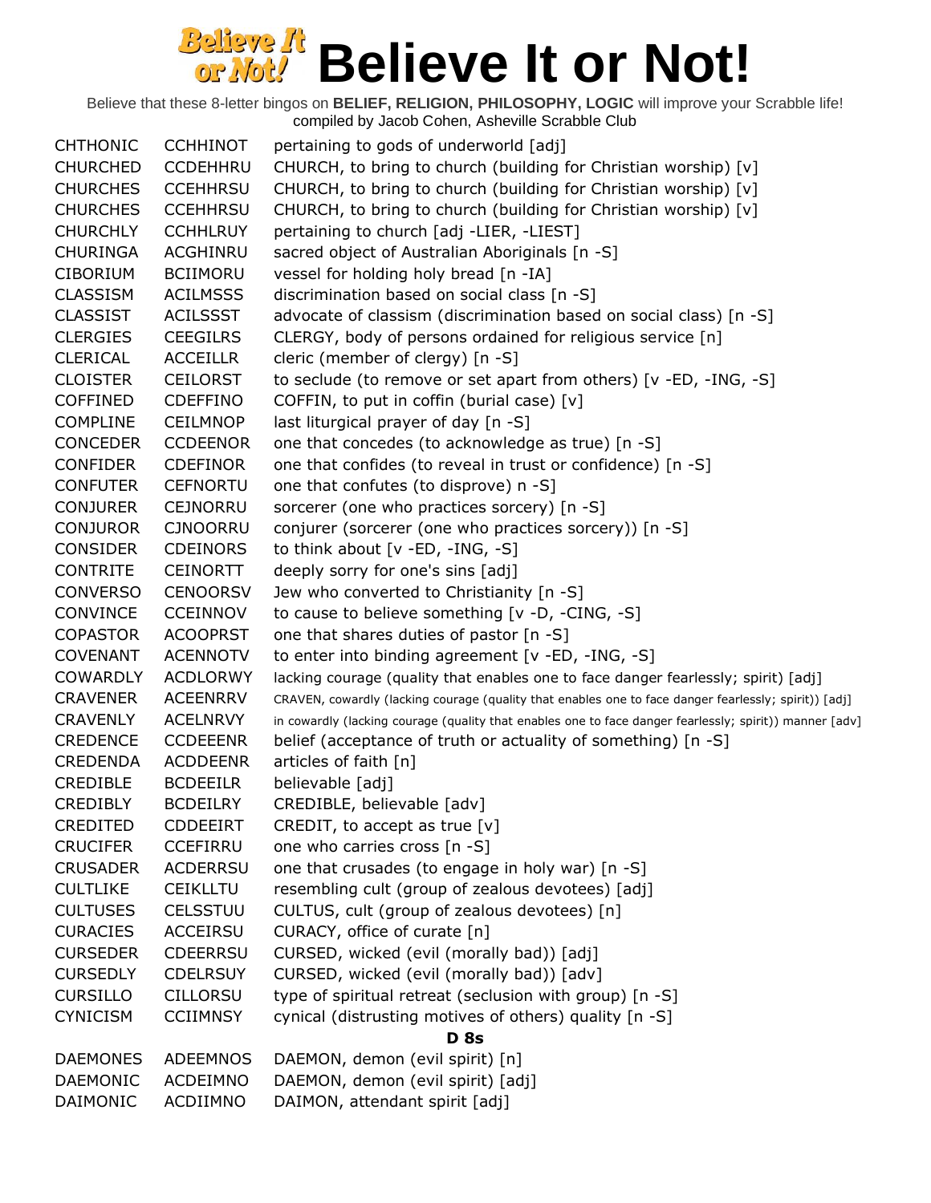# Believe It or Not!

Believe that these 8-letter bingos on **BELIEF, RELIGION, PHILOSOPHY, LOGIC** will improve your Scrabble life!
compiled by Jacob Cohen, Asheville Scrabble Club

| | | |
|---|---|---|
| CHTHONIC | CCHHINOT | pertaining to gods of underworld [adj] |
| CHURCHED | CCDEHHRU | CHURCH, to bring to church (building for Christian worship) [v] |
| CHURCHES | CCEHHRSU | CHURCH, to bring to church (building for Christian worship) [v] |
| CHURCHES | CCEHHRSU | CHURCH, to bring to church (building for Christian worship) [v] |
| CHURCHLY | CCHHLRUY | pertaining to church [adj -LIER, -LIEST] |
| CHURINGA | ACGHINRU | sacred object of Australian Aboriginals [n -S] |
| CIBORIUM | BCIIMORU | vessel for holding holy bread [n -IA] |
| CLASSISM | ACILMSSS | discrimination based on social class [n -S] |
| CLASSIST | ACILSSST | advocate of classism (discrimination based on social class) [n -S] |
| CLERGIES | CEEGILRS | CLERGY, body of persons ordained for religious service [n] |
| CLERICAL | ACCEILLR | cleric (member of clergy) [n -S] |
| CLOISTER | CEILORST | to seclude (to remove or set apart from others) [v -ED, -ING, -S] |
| COFFINED | CDEFFINO | COFFIN, to put in coffin (burial case) [v] |
| COMPLINE | CEILMNOP | last liturgical prayer of day [n -S] |
| CONCEDER | CCDEENOR | one that concedes (to acknowledge as true) [n -S] |
| CONFIDER | CDEFINOR | one that confides (to reveal in trust or confidence) [n -S] |
| CONFUTER | CEFNORTU | one that confutes (to disprove) n -S] |
| CONJURER | CEJNORRU | sorcerer (one who practices sorcery) [n -S] |
| CONJUROR | CJNOORRU | conjurer (sorcerer (one who practices sorcery)) [n -S] |
| CONSIDER | CDEINORS | to think about [v -ED, -ING, -S] |
| CONTRITE | CEINORTT | deeply sorry for one's sins [adj] |
| CONVERSO | CENOORSV | Jew who converted to Christianity [n -S] |
| CONVINCE | CCEINNOV | to cause to believe something [v -D, -CING, -S] |
| COPASTOR | ACOOPRST | one that shares duties of pastor [n -S] |
| COVENANT | ACENNOTV | to enter into binding agreement [v -ED, -ING, -S] |
| COWARDLY | ACDLORWY | lacking courage (quality that enables one to face danger fearlessly; spirit) [adj] |
| CRAVENER | ACEENRRV | CRAVEN, cowardly (lacking courage (quality that enables one to face danger fearlessly; spirit)) [adj] |
| CRAVENLY | ACELNRVY | in cowardly (lacking courage (quality that enables one to face danger fearlessly; spirit)) manner [adv] |
| CREDENCE | CCDEEENR | belief (acceptance of truth or actuality of something) [n -S] |
| CREDENDA | ACDDEENR | articles of faith [n] |
| CREDIBLE | BCDEEILR | believable [adj] |
| CREDIBLY | BCDEILRY | CREDIBLE, believable [adv] |
| CREDITED | CDDEEIRT | CREDIT, to accept as true [v] |
| CRUCIFER | CCEFIRRU | one who carries cross [n -S] |
| CRUSADER | ACDERRSU | one that crusades (to engage in holy war) [n -S] |
| CULTLIKE | CEIKLLTU | resembling cult (group of zealous devotees) [adj] |
| CULTUSES | CELSSTUU | CULTUS, cult (group of zealous devotees) [n] |
| CURACIES | ACCEIRSU | CURACY, office of curate [n] |
| CURSEDER | CDEERRSU | CURSED, wicked (evil (morally bad)) [adj] |
| CURSEDLY | CDELRSUY | CURSED, wicked (evil (morally bad)) [adv] |
| CURSILLO | CILLORSU | type of spiritual retreat (seclusion with group) [n -S] |
| CYNICISM | CCIIMNSY | cynical (distrusting motives of others) quality [n -S] |

**D 8s**

| | | |
|---|---|---|
| DAEMONES | ADEEMNOS | DAEMON, demon (evil spirit) [n] |
| DAEMONIC | ACDEIMNO | DAEMON, demon (evil spirit) [adj] |
| DAIMONIC | ACDIIMNO | DAIMON, attendant spirit [adj] |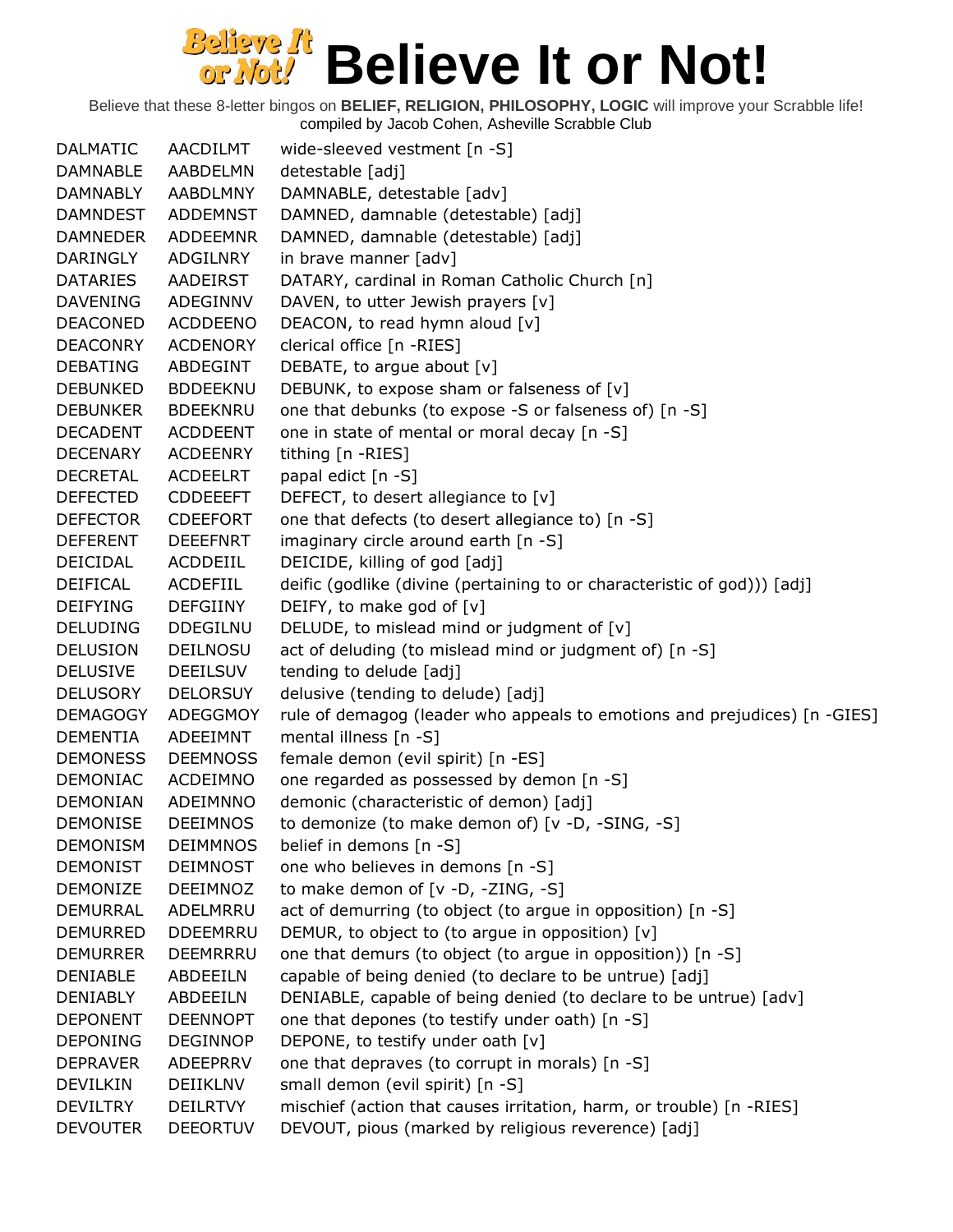# Believe It or Not!

Believe that these 8-letter bingos on **BELIEF, RELIGION, PHILOSOPHY, LOGIC** will improve your Scrabble life!
compiled by Jacob Cohen, Asheville Scrabble Club

| | | |
|---|---|---|
| DALMATIC | AACDILMT | wide-sleeved vestment [n -S] |
| DAMNABLE | AABDELMN | detestable [adj] |
| DAMNABLY | AABDLMNY | DAMNABLE, detestable [adv] |
| DAMNDEST | ADDEMNST | DAMNED, damnable (detestable) [adj] |
| DAMNEDER | ADDEEMNR | DAMNED, damnable (detestable) [adj] |
| DARINGLY | ADGILNRY | in brave manner [adv] |
| DATARIES | AADEIRST | DATARY, cardinal in Roman Catholic Church [n] |
| DAVENING | ADEGINNV | DAVEN, to utter Jewish prayers [v] |
| DEACONED | ACDDEENO | DEACON, to read hymn aloud [v] |
| DEACONRY | ACDENORY | clerical office [n -RIES] |
| DEBATING | ABDEGINT | DEBATE, to argue about [v] |
| DEBUNKED | BDDEEKNU | DEBUNK, to expose sham or falseness of [v] |
| DEBUNKER | BDEEKNRU | one that debunks (to expose -S or falseness of) [n -S] |
| DECADENT | ACDDEENT | one in state of mental or moral decay [n -S] |
| DECENARY | ACDEENRY | tithing [n -RIES] |
| DECRETAL | ACDEELRT | papal edict [n -S] |
| DEFECTED | CDDEEEFT | DEFECT, to desert allegiance to [v] |
| DEFECTOR | CDEEFORT | one that defects (to desert allegiance to) [n -S] |
| DEFERENT | DEEEFNRT | imaginary circle around earth [n -S] |
| DEICIDAL | ACDDEIIL | DEICIDE, killing of god [adj] |
| DEIFICAL | ACDEFIIL | deific (godlike (divine (pertaining to or characteristic of god))) [adj] |
| DEIFYING | DEFGIINY | DEIFY, to make god of [v] |
| DELUDING | DDEGILNU | DELUDE, to mislead mind or judgment of [v] |
| DELUSION | DEILNOSU | act of deluding (to mislead mind or judgment of) [n -S] |
| DELUSIVE | DEEILSUV | tending to delude [adj] |
| DELUSORY | DELORSUY | delusive (tending to delude) [adj] |
| DEMAGOGY | ADEGGMOY | rule of demagog (leader who appeals to emotions and prejudices) [n -GIES] |
| DEMENTIA | ADEEIMNT | mental illness [n -S] |
| DEMONESS | DEEMNOSS | female demon (evil spirit) [n -ES] |
| DEMONIAC | ACDEIMNO | one regarded as possessed by demon [n -S] |
| DEMONIAN | ADEIMNNO | demonic (characteristic of demon) [adj] |
| DEMONISE | DEEIMNOS | to demonize (to make demon of) [v -D, -SING, -S] |
| DEMONISM | DEIMMNOS | belief in demons [n -S] |
| DEMONIST | DEIMNOST | one who believes in demons [n -S] |
| DEMONIZE | DEEIMNOZ | to make demon of [v -D, -ZING, -S] |
| DEMURRAL | ADELMRRU | act of demurring (to object (to argue in opposition) [n -S] |
| DEMURRED | DDEEMRRU | DEMUR, to object to (to argue in opposition) [v] |
| DEMURRER | DEEMRRRU | one that demurs (to object (to argue in opposition)) [n -S] |
| DENIABLE | ABDEEILN | capable of being denied (to declare to be untrue) [adj] |
| DENIABLY | ABDEEILN | DENIABLE, capable of being denied (to declare to be untrue) [adv] |
| DEPONENT | DEENNOPT | one that depones (to testify under oath) [n -S] |
| DEPONING | DEGINNOP | DEPONE, to testify under oath [v] |
| DEPRAVER | ADEEPRRV | one that depraves (to corrupt in morals) [n -S] |
| DEVILKIN | DEIIKLNV | small demon (evil spirit) [n -S] |
| DEVILTRY | DEILRTVY | mischief (action that causes irritation, harm, or trouble) [n -RIES] |
| DEVOUTER | DEEORTUV | DEVOUT, pious (marked by religious reverence) [adj] |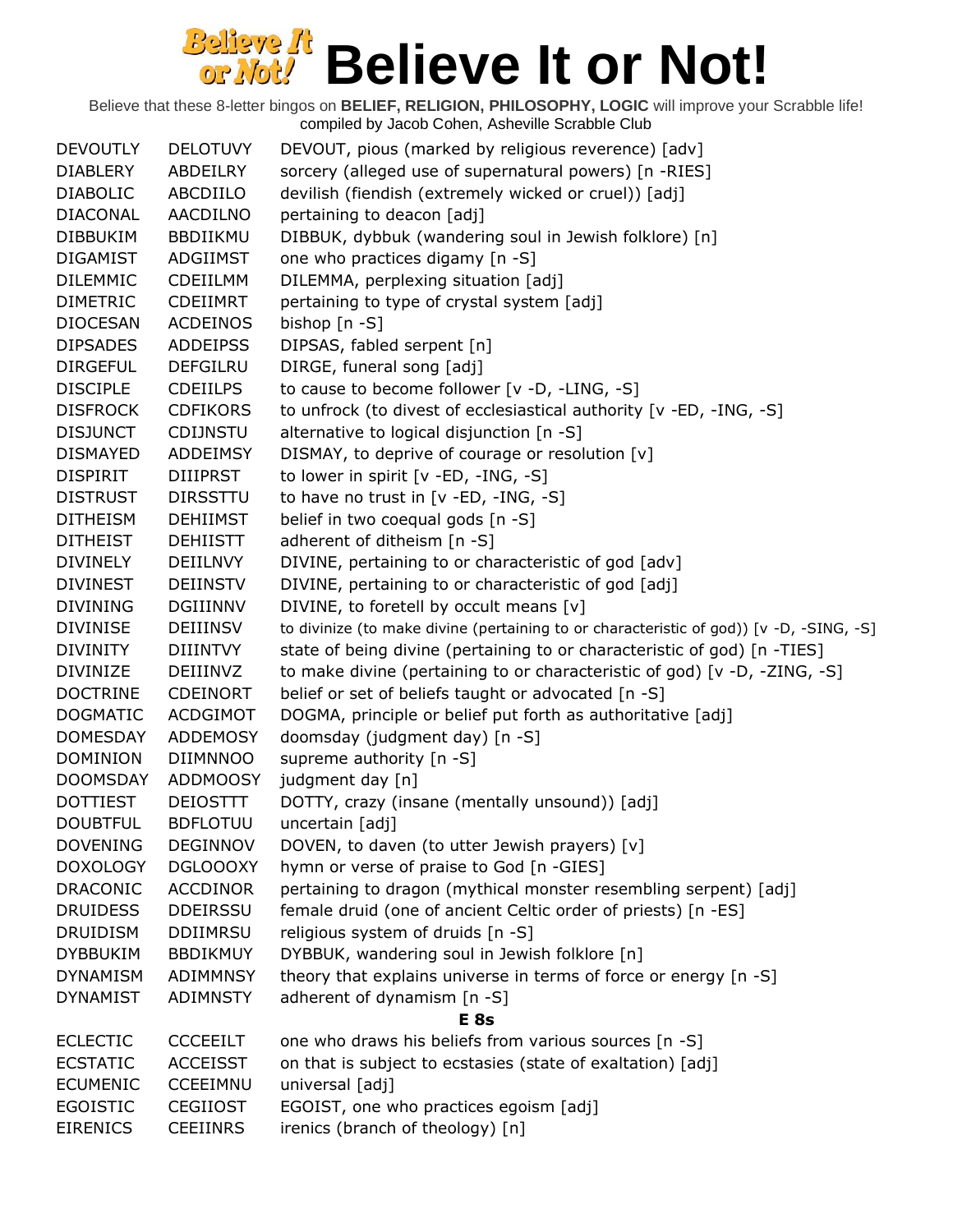# Believe It or Not!

Believe that these 8-letter bingos on **BELIEF, RELIGION, PHILOSOPHY, LOGIC** will improve your Scrabble life!
compiled by Jacob Cohen, Asheville Scrabble Club

| | | |
|---|---|---|
| DEVOUTLY | DELOTUVY | DEVOUT, pious (marked by religious reverence) [adv] |
| DIABLERY | ABDEILRY | sorcery (alleged use of supernatural powers) [n -RIES] |
| DIABOLIC | ABCDIILO | devilish (fiendish (extremely wicked or cruel)) [adj] |
| DIACONAL | AACDILNO | pertaining to deacon [adj] |
| DIBBUKIM | BBDIIKMU | DIBBUK, dybbuk (wandering soul in Jewish folklore) [n] |
| DIGAMIST | ADGIIMST | one who practices digamy [n -S] |
| DILEMMIC | CDEIILMM | DILEMMA, perplexing situation [adj] |
| DIMETRIC | CDEIIMRT | pertaining to type of crystal system [adj] |
| DIOCESAN | ACDEINOS | bishop [n -S] |
| DIPSADES | ADDEIPSS | DIPSAS, fabled serpent [n] |
| DIRGEFUL | DEFGILRU | DIRGE, funeral song [adj] |
| DISCIPLE | CDEIILPS | to cause to become follower [v -D, -LING, -S] |
| DISFROCK | CDFIKORS | to unfrock (to divest of ecclesiastical authority [v -ED, -ING, -S] |
| DISJUNCT | CDIJNSTU | alternative to logical disjunction [n -S] |
| DISMAYED | ADDEIMSY | DISMAY, to deprive of courage or resolution [v] |
| DISPIRIT | DIIIPRST | to lower in spirit [v -ED, -ING, -S] |
| DISTRUST | DIRSSTTU | to have no trust in [v -ED, -ING, -S] |
| DITHEISM | DEHIIMST | belief in two coequal gods [n -S] |
| DITHEIST | DEHIISTT | adherent of ditheism [n -S] |
| DIVINELY | DEIILNVY | DIVINE, pertaining to or characteristic of god [adv] |
| DIVINEST | DEIINSTV | DIVINE, pertaining to or characteristic of god [adj] |
| DIVINING | DGIIINNV | DIVINE, to foretell by occult means [v] |
| DIVINISE | DEIIINSV | to divinize (to make divine (pertaining to or characteristic of god)) [v -D, -SING, -S] |
| DIVINITY | DIIINTVY | state of being divine (pertaining to or characteristic of god) [n -TIES] |
| DIVINIZE | DEIIINVZ | to make divine (pertaining to or characteristic of god) [v -D, -ZING, -S] |
| DOCTRINE | CDEINORT | belief or set of beliefs taught or advocated [n -S] |
| DOGMATIC | ACDGIMOT | DOGMA, principle or belief put forth as authoritative [adj] |
| DOMESDAY | ADDEMOSY | doomsday (judgment day) [n -S] |
| DOMINION | DIIMNNOO | supreme authority [n -S] |
| DOOMSDAY | ADDMOOSY | judgment day [n] |
| DOTTIEST | DEIOSTTT | DOTTY, crazy (insane (mentally unsound)) [adj] |
| DOUBTFUL | BDFLOTUU | uncertain [adj] |
| DOVENING | DEGINNOV | DOVEN, to daven (to utter Jewish prayers) [v] |
| DOXOLOGY | DGLOOOXY | hymn or verse of praise to God [n -GIES] |
| DRACONIC | ACCDINOR | pertaining to dragon (mythical monster resembling serpent) [adj] |
| DRUIDESS | DDEIRSSU | female druid (one of ancient Celtic order of priests) [n -ES] |
| DRUIDISM | DDIIMRSU | religious system of druids [n -S] |
| DYBBUKIM | BBDIKMUY | DYBBUK, wandering soul in Jewish folklore [n] |
| DYNAMISM | ADIMMNSY | theory that explains universe in terms of force or energy [n -S] |
| DYNAMIST | ADIMNSTY | adherent of dynamism [n -S] |

**E 8s**

| | | |
|---|---|---|
| ECLECTIC | CCCEEILT | one who draws his beliefs from various sources [n -S] |
| ECSTATIC | ACCEISST | on that is subject to ecstasies (state of exaltation) [adj] |
| ECUMENIC | CCEEIMNU | universal [adj] |
| EGOISTIC | CEGIIOST | EGOIST, one who practices egoism [adj] |
| EIRENICS | CEEIINRS | irenics (branch of theology) [n] |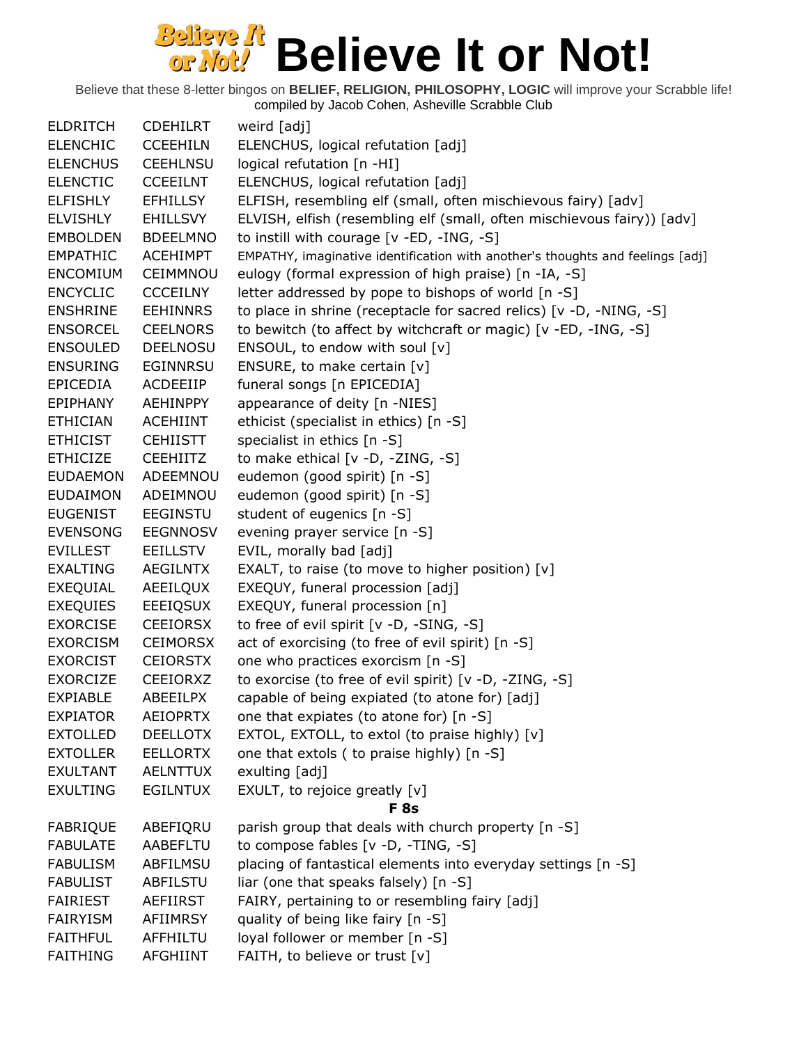# Believe It or Not!

Believe that these 8-letter bingos on **BELIEF, RELIGION, PHILOSOPHY, LOGIC** will improve your Scrabble life!
compiled by Jacob Cohen, Asheville Scrabble Club

| | | |
|---|---|---|
| ELDRITCH | CDEHILRT | weird [adj] |
| ELENCHIC | CCEEHILN | ELENCHUS, logical refutation [adj] |
| ELENCHUS | CEEHLNSU | logical refutation [n -HI] |
| ELENCTIC | CCEEILNT | ELENCHUS, logical refutation [adj] |
| ELFISHLY | EFHILLSY | ELFISH, resembling elf (small, often mischievous fairy) [adv] |
| ELVISHLY | EHILLSVY | ELVISH, elfish (resembling elf (small, often mischievous fairy)) [adv] |
| EMBOLDEN | BDEELMNO | to instill with courage [v -ED, -ING, -S] |
| EMPATHIC | ACEHIMPT | EMPATHY, imaginative identification with another's thoughts and feelings [adj] |
| ENCOMIUM | CEIMMNOU | eulogy (formal expression of high praise) [n -IA, -S] |
| ENCYCLIC | CCCEILNY | letter addressed by pope to bishops of world [n -S] |
| ENSHRINE | EEHINNRS | to place in shrine (receptacle for sacred relics) [v -D, -NING, -S] |
| ENSORCEL | CEELNORS | to bewitch (to affect by witchcraft or magic) [v -ED, -ING, -S] |
| ENSOULED | DEELNOSU | ENSOUL, to endow with soul [v] |
| ENSURING | EGINNRSU | ENSURE, to make certain [v] |
| EPICEDIA | ACDEEIIP | funeral songs [n EPICEDIA] |
| EPIPHANY | AEHINPPY | appearance of deity [n -NIES] |
| ETHICIAN | ACEHIINT | ethicist (specialist in ethics) [n -S] |
| ETHICIST | CEHIISTT | specialist in ethics [n -S] |
| ETHICIZE | CEEHIITZ | to make ethical [v -D, -ZING, -S] |
| EUDAEMON | ADEEMNOU | eudemon (good spirit) [n -S] |
| EUDAIMON | ADEIMNOU | eudemon (good spirit) [n -S] |
| EUGENIST | EEGINSTU | student of eugenics [n -S] |
| EVENSONG | EEGNNOSV | evening prayer service [n -S] |
| EVILLEST | EEILLSTV | EVIL, morally bad [adj] |
| EXALTING | AEGILNTX | EXALT, to raise (to move to higher position) [v] |
| EXEQUIAL | AEEILQUX | EXEQUY, funeral procession [adj] |
| EXEQUIES | EEEIQSUX | EXEQUY, funeral procession [n] |
| EXORCISE | CEEIORSX | to free of evil spirit [v -D, -SING, -S] |
| EXORCISM | CEIMORSX | act of exorcising (to free of evil spirit) [n -S] |
| EXORCIST | CEIORSTX | one who practices exorcism [n -S] |
| EXORCIZE | CEEIORXZ | to exorcise (to free of evil spirit) [v -D, -ZING, -S] |
| EXPIABLE | ABEEILPX | capable of being expiated (to atone for) [adj] |
| EXPIATOR | AEIOPRTX | one that expiates (to atone for) [n -S] |
| EXTOLLED | DEELLOTX | EXTOL, EXTOLL, to extol (to praise highly) [v] |
| EXTOLLER | EELLORTX | one that extols ( to praise highly) [n -S] |
| EXULTANT | AELNTTUX | exulting [adj] |
| EXULTING | EGILNTUX | EXULT, to rejoice greatly [v] |
| | | **F 8s** |
| FABRIQUE | ABEFIQRU | parish group that deals with church property [n -S] |
| FABULATE | AABEFLTU | to compose fables [v -D, -TING, -S] |
| FABULISM | ABFILMSU | placing of fantastical elements into everyday settings [n -S] |
| FABULIST | ABFILSTU | liar (one that speaks falsely) [n -S] |
| FAIRIEST | AEFIIRST | FAIRY, pertaining to or resembling fairy [adj] |
| FAIRYISM | AFIIMRSY | quality of being like fairy [n -S] |
| FAITHFUL | AFFHILTU | loyal follower or member [n -S] |
| FAITHING | AFGHIINT | FAITH, to believe or trust [v] |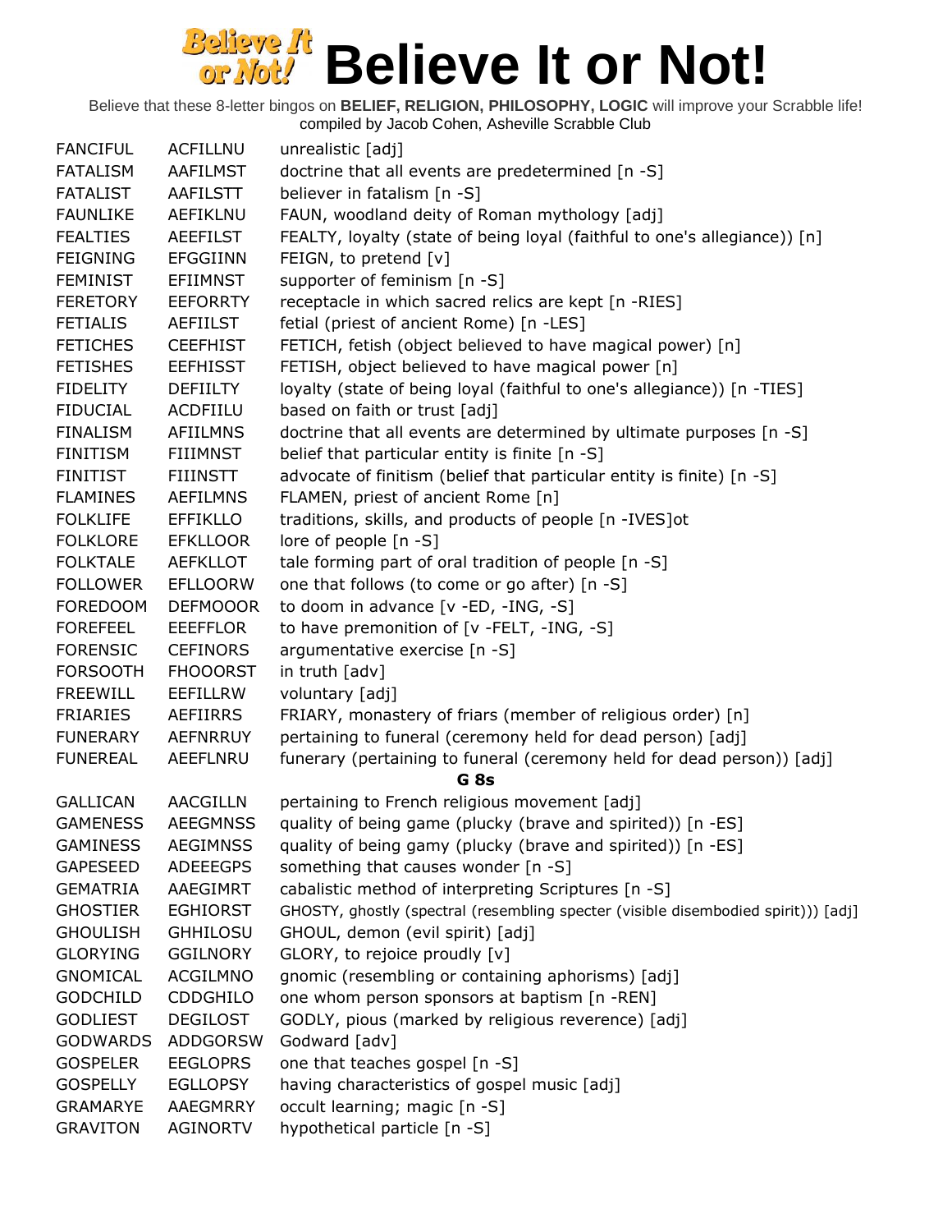# Believe It or Not!

Believe that these 8-letter bingos on **BELIEF, RELIGION, PHILOSOPHY, LOGIC** will improve your Scrabble life!
compiled by Jacob Cohen, Asheville Scrabble Club

| | | |
|---|---|---|
| FANCIFUL | ACFILLNU | unrealistic [adj] |
| FATALISM | AAFILMST | doctrine that all events are predetermined [n -S] |
| FATALIST | AAFILSTT | believer in fatalism [n -S] |
| FAUNLIKE | AEFIKLNU | FAUN, woodland deity of Roman mythology [adj] |
| FEALTIES | AEEFILST | FEALTY, loyalty (state of being loyal (faithful to one's allegiance)) [n] |
| FEIGNING | EFGGIINN | FEIGN, to pretend [v] |
| FEMINIST | EFIIMNST | supporter of feminism [n -S] |
| FERETORY | EEFORRTY | receptacle in which sacred relics are kept [n -RIES] |
| FETIALIS | AEFIILST | fetial (priest of ancient Rome) [n -LES] |
| FETICHES | CEEFHIST | FETICH, fetish (object believed to have magical power) [n] |
| FETISHES | EEFHISST | FETISH, object believed to have magical power [n] |
| FIDELITY | DEFIILTY | loyalty (state of being loyal (faithful to one's allegiance)) [n -TIES] |
| FIDUCIAL | ACDFIILU | based on faith or trust [adj] |
| FINALISM | AFIILMNS | doctrine that all events are determined by ultimate purposes [n -S] |
| FINITISM | FIIIMNST | belief that particular entity is finite [n -S] |
| FINITIST | FIIINSTT | advocate of finitism (belief that particular entity is finite) [n -S] |
| FLAMINES | AEFILMNS | FLAMEN, priest of ancient Rome [n] |
| FOLKLIFE | EFFIKLLO | traditions, skills, and products of people [n -IVES]ot |
| FOLKLORE | EFKLLOOR | lore of people [n -S] |
| FOLKTALE | AEFKLLOT | tale forming part of oral tradition of people [n -S] |
| FOLLOWER | EFLLOORW | one that follows (to come or go after) [n -S] |
| FOREDOOM | DEFMOOOR | to doom in advance [v -ED, -ING, -S] |
| FOREFEEL | EEEFFLOR | to have premonition of [v -FELT, -ING, -S] |
| FORENSIC | CEFINORS | argumentative exercise [n -S] |
| FORSOOTH | FHOOORST | in truth [adv] |
| FREEWILL | EEFILLRW | voluntary [adj] |
| FRIARIES | AEFIIRRS | FRIARY, monastery of friars (member of religious order) [n] |
| FUNERARY | AEFNRRUY | pertaining to funeral (ceremony held for dead person) [adj] |
| FUNEREAL | AEEFLNRU | funerary (pertaining to funeral (ceremony held for dead person)) [adj] |

**G 8s**

| | | |
|---|---|---|
| GALLICAN | AACGILLN | pertaining to French religious movement [adj] |
| GAMENESS | AEEGMNSS | quality of being game (plucky (brave and spirited)) [n -ES] |
| GAMINESS | AEGIMNSS | quality of being gamy (plucky (brave and spirited)) [n -ES] |
| GAPESEED | ADEEEGPS | something that causes wonder [n -S] |
| GEMATRIA | AAEGIMRT | cabalistic method of interpreting Scriptures [n -S] |
| GHOSTIER | EGHIORST | GHOSTY, ghostly (spectral (resembling specter (visible disembodied spirit))) [adj] |
| GHOULISH | GHHILOSU | GHOUL, demon (evil spirit) [adj] |
| GLORYING | GGILNORY | GLORY, to rejoice proudly [v] |
| GNOMICAL | ACGILMNO | gnomic (resembling or containing aphorisms) [adj] |
| GODCHILD | CDDGHILO | one whom person sponsors at baptism [n -REN] |
| GODLIEST | DEGILOST | GODLY, pious (marked by religious reverence) [adj] |
| GODWARDS | ADDGORSW | Godward [adv] |
| GOSPELER | EEGLOPRS | one that teaches gospel [n -S] |
| GOSPELLY | EGLLOPSY | having characteristics of gospel music [adj] |
| GRAMARYE | AAEGMRRY | occult learning; magic [n -S] |
| GRAVITON | AGINORTV | hypothetical particle [n -S] |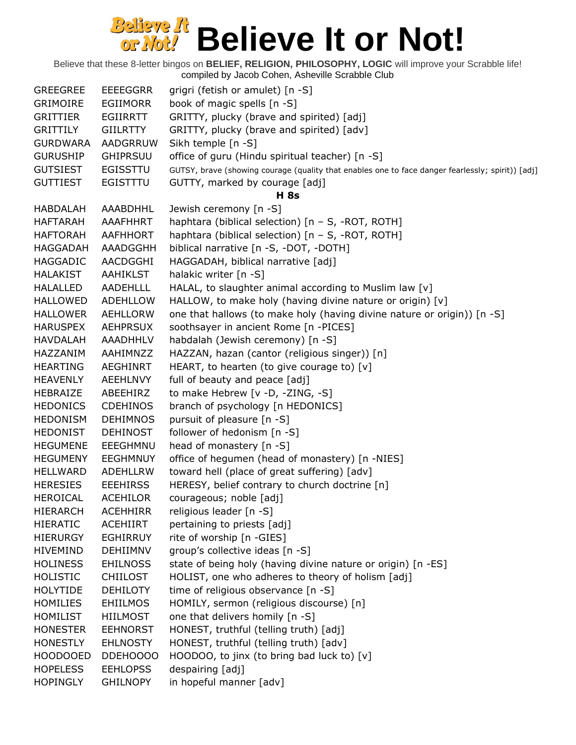# Believe It or Not!

Believe that these 8-letter bingos on **BELIEF, RELIGION, PHILOSOPHY, LOGIC** will improve your Scrabble life!
compiled by Jacob Cohen, Asheville Scrabble Club

| | | |
|---|---|---|
| GREEGREE | EEEEGGRR | grigri (fetish or amulet) [n -S] |
| GRIMOIRE | EGIIMORR | book of magic spells [n -S] |
| GRITTIER | EGIIRRTT | GRITTY, plucky (brave and spirited) [adj] |
| GRITTILY | GIILRTTY | GRITTY, plucky (brave and spirited) [adv] |
| GURDWARA | AADGRRUW | Sikh temple [n -S] |
| GURUSHIP | GHIPRSUU | office of guru (Hindu spiritual teacher) [n -S] |
| GUTSIEST | EGISSTTU | GUTSY, brave (showing courage (quality that enables one to face danger fearlessly; spirit)) [adj] |
| GUTTIEST | EGISTTTU | GUTTY, marked by courage [adj] |
| | **H 8s** | |
| HABDALAH | AAABDHHL | Jewish ceremony [n -S] |
| HAFTARAH | AAAFHHRT | haphtara (biblical selection) [n – S, -ROT, ROTH] |
| HAFTORAH | AAFHHORT | haphtara (biblical selection) [n – S, -ROT, ROTH] |
| HAGGADAH | AAADGGHH | biblical narrative [n -S, -DOT, -DOTH] |
| HAGGADIC | AACDGGHI | HAGGADAH, biblical narrative [adj] |
| HALAKIST | AAHIKLST | halakic writer [n -S] |
| HALALLED | AADEHLLL | HALAL, to slaughter animal according to Muslim law [v] |
| HALLOWED | ADEHLLOW | HALLOW, to make holy (having divine nature or origin) [v] |
| HALLOWER | AEHLLORW | one that hallows (to make holy (having divine nature or origin)) [n -S] |
| HARUSPEX | AEHPRSUX | soothsayer in ancient Rome [n -PICES] |
| HAVDALAH | AAADHHLV | habdalah (Jewish ceremony) [n -S] |
| HAZZANIM | AAHIMNZZ | HAZZAN, hazan (cantor (religious singer)) [n] |
| HEARTING | AEGHINRT | HEART, to hearten (to give courage to) [v] |
| HEAVENLY | AEEHLNVY | full of beauty and peace [adj] |
| HEBRAIZE | ABEEHIRZ | to make Hebrew [v -D, -ZING, -S] |
| HEDONICS | CDEHINOS | branch of psychology [n HEDONICS] |
| HEDONISM | DEHIMNOS | pursuit of pleasure [n -S] |
| HEDONIST | DEHINOST | follower of hedonism [n -S] |
| HEGUMENE | EEEGHMNU | head of monastery [n -S] |
| HEGUMENY | EEGHMNUY | office of hegumen (head of monastery) [n -NIES] |
| HELLWARD | ADEHLLRW | toward hell (place of great suffering) [adv] |
| HERESIES | EEEHIRSS | HERESY, belief contrary to church doctrine [n] |
| HEROICAL | ACEHILOR | courageous; noble [adj] |
| HIERARCH | ACEHHIRR | religious leader [n -S] |
| HIERATIC | ACEHIIRT | pertaining to priests [adj] |
| HIERURGY | EGHIRRUY | rite of worship [n -GIES] |
| HIVEMIND | DEHIIMNV | group's collective ideas [n -S] |
| HOLINESS | EHILNOSS | state of being holy (having divine nature or origin) [n -ES] |
| HOLISTIC | CHIILOST | HOLIST, one who adheres to theory of holism [adj] |
| HOLYTIDE | DEHILOTY | time of religious observance [n -S] |
| HOMILIES | EHIILMOS | HOMILY, sermon (religious discourse) [n] |
| HOMILIST | HIILMOST | one that delivers homily [n -S] |
| HONESTER | EEHNORST | HONEST, truthful (telling truth) [adj] |
| HONESTLY | EHLNOSTY | HONEST, truthful (telling truth) [adv] |
| HOODOOED | DDEHOOOO | HOODOO, to jinx (to bring bad luck to) [v] |
| HOPELESS | EEHLOPSS | despairing [adj] |
| HOPINGLY | GHILNOPY | in hopeful manner [adv] |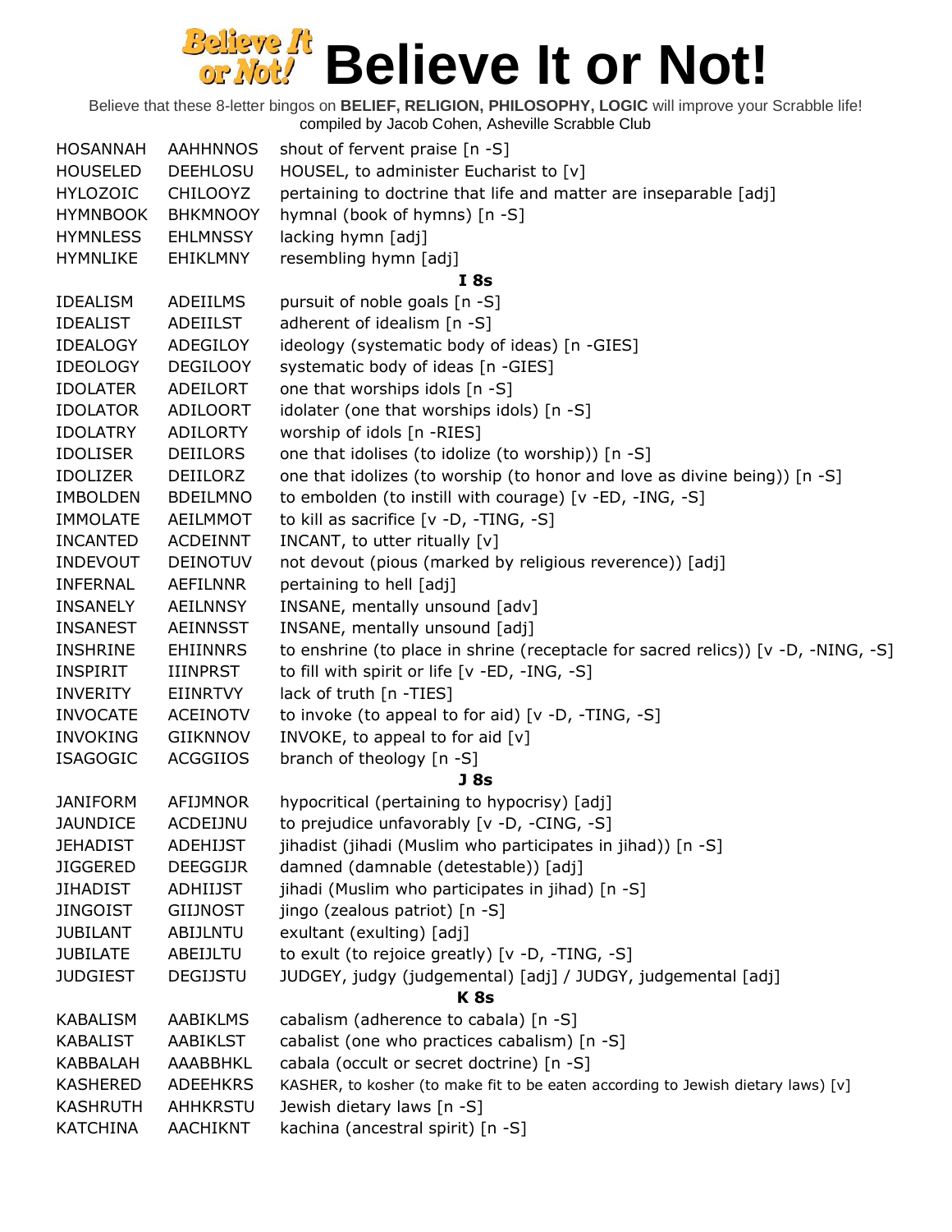# Believe It or Not!

Believe that these 8-letter bingos on **BELIEF, RELIGION, PHILOSOPHY, LOGIC** will improve your Scrabble life!
compiled by Jacob Cohen, Asheville Scrabble Club

| | | |
|---|---|---|
| HOSANNAH | AAHHNNOS | shout of fervent praise [n -S] |
| HOUSELED | DEEHLOSU | HOUSEL, to administer Eucharist to [v] |
| HYLOZOIC | CHILOOYZ | pertaining to doctrine that life and matter are inseparable [adj] |
| HYMNBOOK | BHKMNOOY | hymnal (book of hymns) [n -S] |
| HYMNLESS | EHLMNSSY | lacking hymn [adj] |
| HYMNLIKE | EHIKLMNY | resembling hymn [adj] |
| | | **I 8s** |
| IDEALISM | ADEIILMS | pursuit of noble goals [n -S] |
| IDEALIST | ADEIILST | adherent of idealism [n -S] |
| IDEALOGY | ADEGILOY | ideology (systematic body of ideas) [n -GIES] |
| IDEOLOGY | DEGILOOY | systematic body of ideas [n -GIES] |
| IDOLATER | ADEILORT | one that worships idols [n -S] |
| IDOLATOR | ADILOORT | idolater (one that worships idols) [n -S] |
| IDOLATRY | ADILORTY | worship of idols [n -RIES] |
| IDOLISER | DEIILORS | one that idolises (to idolize (to worship)) [n -S] |
| IDOLIZER | DEIILORZ | one that idolizes (to worship (to honor and love as divine being)) [n -S] |
| IMBOLDEN | BDEILMNO | to embolden (to instill with courage) [v -ED, -ING, -S] |
| IMMOLATE | AEILMMOT | to kill as sacrifice [v -D, -TING, -S] |
| INCANTED | ACDEINNT | INCANT, to utter ritually [v] |
| INDEVOUT | DEINOTUV | not devout (pious (marked by religious reverence)) [adj] |
| INFERNAL | AEFILNNR | pertaining to hell [adj] |
| INSANELY | AEILNNSY | INSANE, mentally unsound [adv] |
| INSANEST | AEINNSST | INSANE, mentally unsound [adj] |
| INSHRINE | EHIINNRS | to enshrine (to place in shrine (receptacle for sacred relics)) [v -D, -NING, -S] |
| INSPIRIT | IIINPRST | to fill with spirit or life [v -ED, -ING, -S] |
| INVERITY | EIINRTVY | lack of truth [n -TIES] |
| INVOCATE | ACEINOTV | to invoke (to appeal to for aid) [v -D, -TING, -S] |
| INVOKING | GIIKNNOV | INVOKE, to appeal to for aid [v] |
| ISAGOGIC | ACGGIIOS | branch of theology [n -S] |
| | | **J 8s** |
| JANIFORM | AFIJMNOR | hypocritical (pertaining to hypocrisy) [adj] |
| JAUNDICE | ACDEIJNU | to prejudice unfavorably [v -D, -CING, -S] |
| JEHADIST | ADEHIJST | jihadist (jihadi (Muslim who participates in jihad)) [n -S] |
| JIGGERED | DEEGGIJR | damned (damnable (detestable)) [adj] |
| JIHADIST | ADHIIJST | jihadi (Muslim who participates in jihad) [n -S] |
| JINGOIST | GIIJNOST | jingo (zealous patriot) [n -S] |
| JUBILANT | ABIJLNTU | exultant (exulting) [adj] |
| JUBILATE | ABEIJLTU | to exult (to rejoice greatly) [v -D, -TING, -S] |
| JUDGIEST | DEGIJSTU | JUDGEY, judgy (judgemental) [adj] / JUDGY, judgemental [adj] |
| | | **K 8s** |
| KABALISM | AABIKLMS | cabalism (adherence to cabala) [n -S] |
| KABALIST | AABIKLST | cabalist (one who practices cabalism) [n -S] |
| KABBALAH | AAABBHKL | cabala (occult or secret doctrine) [n -S] |
| KASHERED | ADEEHKRS | KASHER, to kosher (to make fit to be eaten according to Jewish dietary laws) [v] |
| KASHRUTH | AHHKRSTU | Jewish dietary laws [n -S] |
| KATCHINA | AACHIKNT | kachina (ancestral spirit) [n -S] |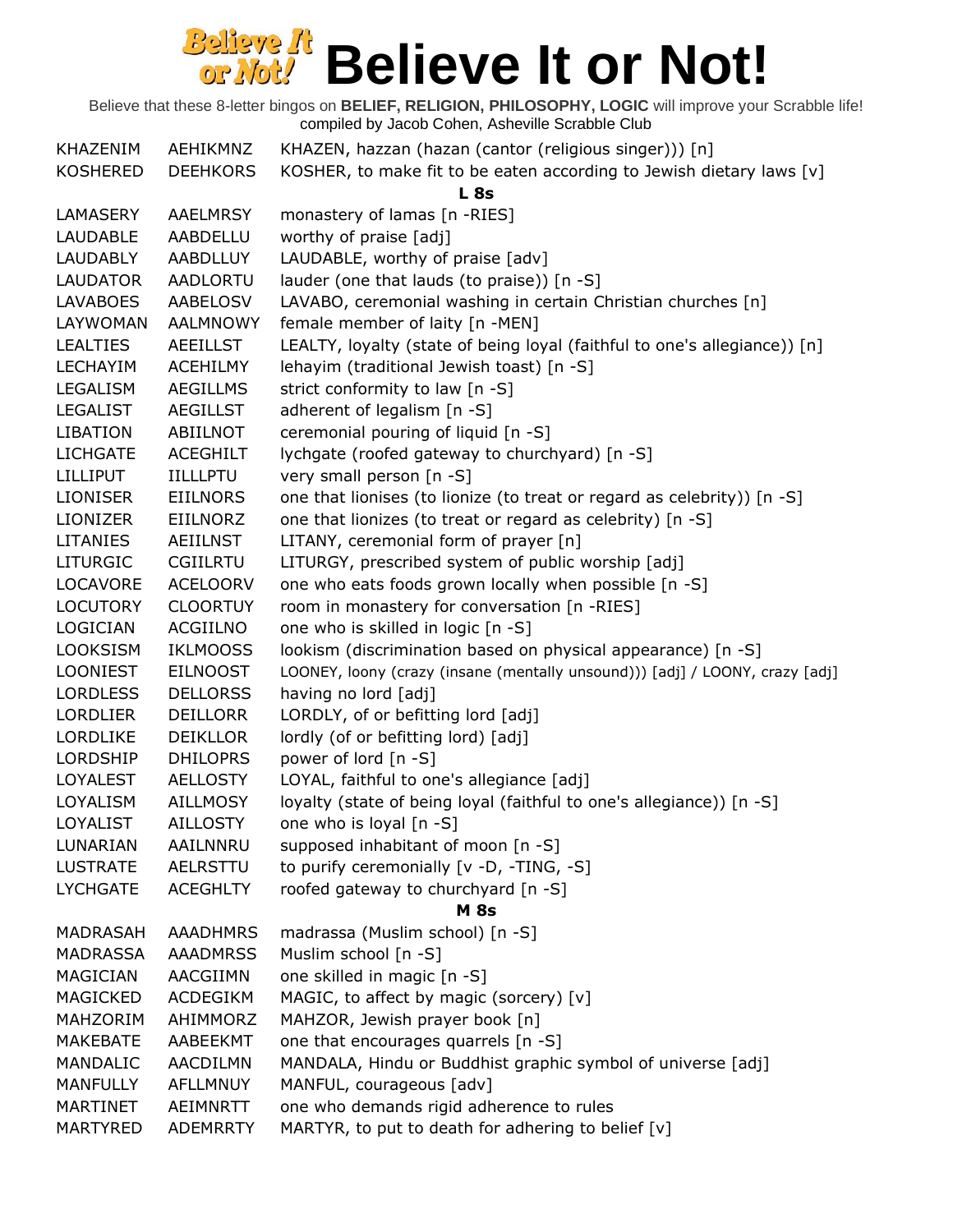# Believe It or Not!

Believe that these 8-letter bingos on **BELIEF, RELIGION, PHILOSOPHY, LOGIC** will improve your Scrabble life!
compiled by Jacob Cohen, Asheville Scrabble Club

| | | |
|---|---|---|
| KHAZENIM | AEHIKMNZ | KHAZEN, hazzan (hazan (cantor (religious singer))) [n] |
| KOSHERED | DEEHKORS | KOSHER, to make fit to be eaten according to Jewish dietary laws [v] |
| | | **L 8s** |
| LAMASERY | AAELMRSY | monastery of lamas [n -RIES] |
| LAUDABLE | AABDELLU | worthy of praise [adj] |
| LAUDABLY | AABDLLUY | LAUDABLE, worthy of praise [adv] |
| LAUDATOR | AADLORTU | lauder (one that lauds (to praise)) [n -S] |
| LAVABOES | AABELOSV | LAVABO, ceremonial washing in certain Christian churches [n] |
| LAYWOMAN | AALMNOWY | female member of laity [n -MEN] |
| LEALTIES | AEEILLST | LEALTY, loyalty (state of being loyal (faithful to one's allegiance)) [n] |
| LECHAYIM | ACEHILMY | lehayim (traditional Jewish toast) [n -S] |
| LEGALISM | AEGILLMS | strict conformity to law [n -S] |
| LEGALIST | AEGILLST | adherent of legalism [n -S] |
| LIBATION | ABIILNOT | ceremonial pouring of liquid [n -S] |
| LICHGATE | ACEGHILT | lychgate (roofed gateway to churchyard) [n -S] |
| LILLIPUT | IILLLPTU | very small person [n -S] |
| LIONISER | EIILNORS | one that lionises (to lionize (to treat or regard as celebrity)) [n -S] |
| LIONIZER | EIILNORZ | one that lionizes (to treat or regard as celebrity) [n -S] |
| LITANIES | AEIILNST | LITANY, ceremonial form of prayer [n] |
| LITURGIC | CGIILRTU | LITURGY, prescribed system of public worship [adj] |
| LOCAVORE | ACELOORV | one who eats foods grown locally when possible [n -S] |
| LOCUTORY | CLOORTUY | room in monastery for conversation [n -RIES] |
| LOGICIAN | ACGIILNO | one who is skilled in logic [n -S] |
| LOOKSISM | IKLMOOSS | lookism (discrimination based on physical appearance) [n -S] |
| LOONIEST | EILNOOST | LOONEY, loony (crazy (insane (mentally unsound))) [adj] / LOONY, crazy [adj] |
| LORDLESS | DELLORSS | having no lord [adj] |
| LORDLIER | DEILLORR | LORDLY, of or befitting lord [adj] |
| LORDLIKE | DEIKLLOR | lordly (of or befitting lord) [adj] |
| LORDSHIP | DHILOPRS | power of lord [n -S] |
| LOYALEST | AELLOSTY | LOYAL, faithful to one's allegiance [adj] |
| LOYALISM | AILLMOSY | loyalty (state of being loyal (faithful to one's allegiance)) [n -S] |
| LOYALIST | AILLOSTY | one who is loyal [n -S] |
| LUNARIAN | AAILNNRU | supposed inhabitant of moon [n -S] |
| LUSTRATE | AELRSTTU | to purify ceremonially [v -D, -TING, -S] |
| LYCHGATE | ACEGHLTY | roofed gateway to churchyard [n -S] |
| | | **M 8s** |
| MADRASAH | AAADHMRS | madrassa (Muslim school) [n -S] |
| MADRASSA | AAADMRSS | Muslim school [n -S] |
| MAGICIAN | AACGIIMN | one skilled in magic [n -S] |
| MAGICKED | ACDEGIKM | MAGIC, to affect by magic (sorcery) [v] |
| MAHZORIM | AHIMMORZ | MAHZOR, Jewish prayer book [n] |
| MAKEBATE | AABEEKMT | one that encourages quarrels [n -S] |
| MANDALIC | AACDILMN | MANDALA, Hindu or Buddhist graphic symbol of universe [adj] |
| MANFULLY | AFLLMNUY | MANFUL, courageous [adv] |
| MARTINET | AEIMNRTT | one who demands rigid adherence to rules |
| MARTYRED | ADEMRRTY | MARTYR, to put to death for adhering to belief [v] |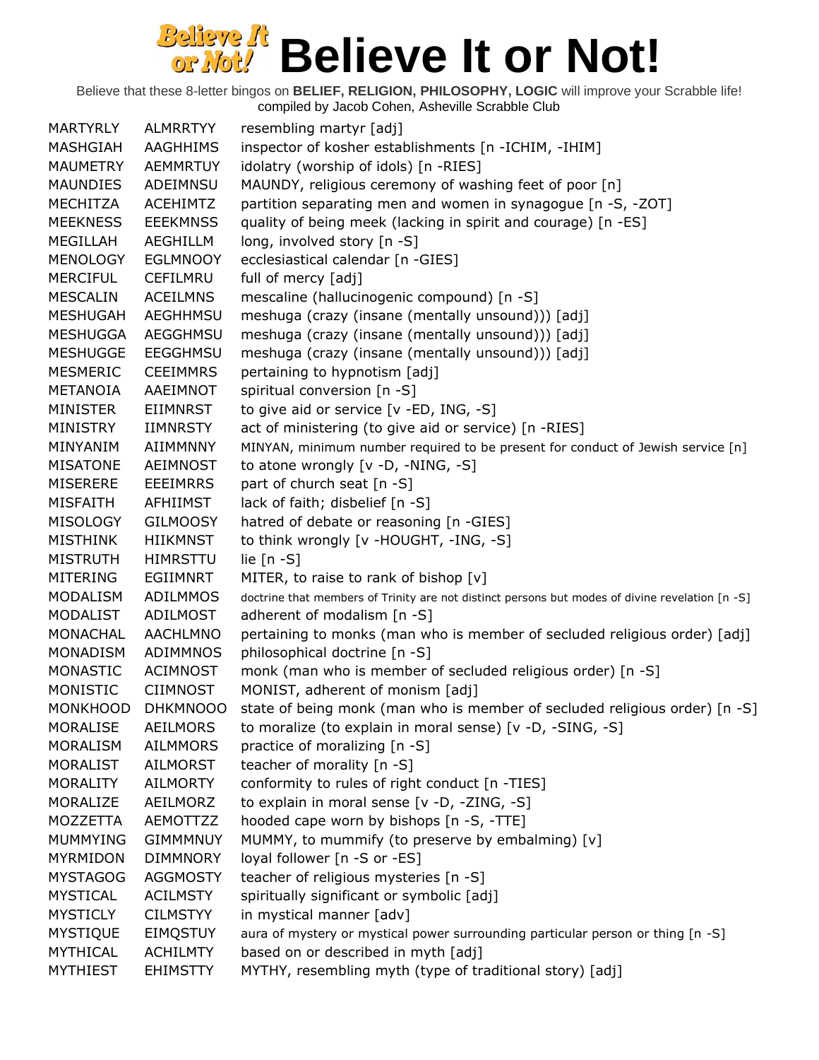# Believe It or Not!

Believe that these 8-letter bingos on **BELIEF, RELIGION, PHILOSOPHY, LOGIC** will improve your Scrabble life!
compiled by Jacob Cohen, Asheville Scrabble Club

| | | |
|---|---|---|
| MARTYRLY | ALMRRTYY | resembling martyr [adj] |
| MASHGIAH | AAGHHIMS | inspector of kosher establishments [n -ICHIM, -IHIM] |
| MAUMETRY | AEMMRTUY | idolatry (worship of idols) [n -RIES] |
| MAUNDIES | ADEIMNSU | MAUNDY, religious ceremony of washing feet of poor [n] |
| MECHITZA | ACEHIMTZ | partition separating men and women in synagogue [n -S, -ZOT] |
| MEEKNESS | EEEKMNSS | quality of being meek (lacking in spirit and courage) [n -ES] |
| MEGILLAH | AEGHILLM | long, involved story [n -S] |
| MENOLOGY | EGLMNOOY | ecclesiastical calendar [n -GIES] |
| MERCIFUL | CEFILMRU | full of mercy [adj] |
| MESCALIN | ACEILMNS | mescaline (hallucinogenic compound) [n -S] |
| MESHUGAH | AEGHHMSU | meshuga (crazy (insane (mentally unsound))) [adj] |
| MESHUGGA | AEGGHMSU | meshuga (crazy (insane (mentally unsound))) [adj] |
| MESHUGGE | EEGGHMSU | meshuga (crazy (insane (mentally unsound))) [adj] |
| MESMERIC | CEEIMMRS | pertaining to hypnotism [adj] |
| METANOIA | AAEIMNOT | spiritual conversion [n -S] |
| MINISTER | EIIMNRST | to give aid or service [v -ED, ING, -S] |
| MINISTRY | IIMNRSTY | act of ministering (to give aid or service) [n -RIES] |
| MINYANIM | AIIMMNNY | MINYAN, minimum number required to be present for conduct of Jewish service [n] |
| MISATONE | AEIMNOST | to atone wrongly [v -D, -NING, -S] |
| MISERERE | EEEIMRRS | part of church seat [n -S] |
| MISFAITH | AFHIIMST | lack of faith; disbelief [n -S] |
| MISOLOGY | GILMOOSY | hatred of debate or reasoning [n -GIES] |
| MISTHINK | HIIKMNST | to think wrongly [v -HOUGHT, -ING, -S] |
| MISTRUTH | HIMRSTTU | lie [n -S] |
| MITERING | EGIIMNRT | MITER, to raise to rank of bishop [v] |
| MODALISM | ADILMMOS | doctrine that members of Trinity are not distinct persons but modes of divine revelation [n -S] |
| MODALIST | ADILMOST | adherent of modalism [n -S] |
| MONACHAL | AACHLMNO | pertaining to monks (man who is member of secluded religious order) [adj] |
| MONADISM | ADIMMNOS | philosophical doctrine [n -S] |
| MONASTIC | ACIMNOST | monk (man who is member of secluded religious order) [n -S] |
| MONISTIC | CIIMNOST | MONIST, adherent of monism [adj] |
| MONKHOOD | DHKMNOOO | state of being monk (man who is member of secluded religious order) [n -S] |
| MORALISE | AEILMORS | to moralize (to explain in moral sense) [v -D, -SING, -S] |
| MORALISM | AILMMORS | practice of moralizing [n -S] |
| MORALIST | AILMORST | teacher of morality [n -S] |
| MORALITY | AILMORTY | conformity to rules of right conduct [n -TIES] |
| MORALIZE | AEILMORZ | to explain in moral sense [v -D, -ZING, -S] |
| MOZZETTA | AEMOTTZZ | hooded cape worn by bishops [n -S, -TTE] |
| MUMMYING | GIMMMNUY | MUMMY, to mummify (to preserve by embalming) [v] |
| MYRMIDON | DIMMNORY | loyal follower [n -S or -ES] |
| MYSTAGOG | AGGMOSTY | teacher of religious mysteries [n -S] |
| MYSTICAL | ACILMSTY | spiritually significant or symbolic [adj] |
| MYSTICLY | CILMSTYY | in mystical manner [adv] |
| MYSTIQUE | EIMQSTUY | aura of mystery or mystical power surrounding particular person or thing [n -S] |
| MYTHICAL | ACHILMTY | based on or described in myth [adj] |
| MYTHIEST | EHIMSTTY | MYTHY, resembling myth (type of traditional story) [adj] |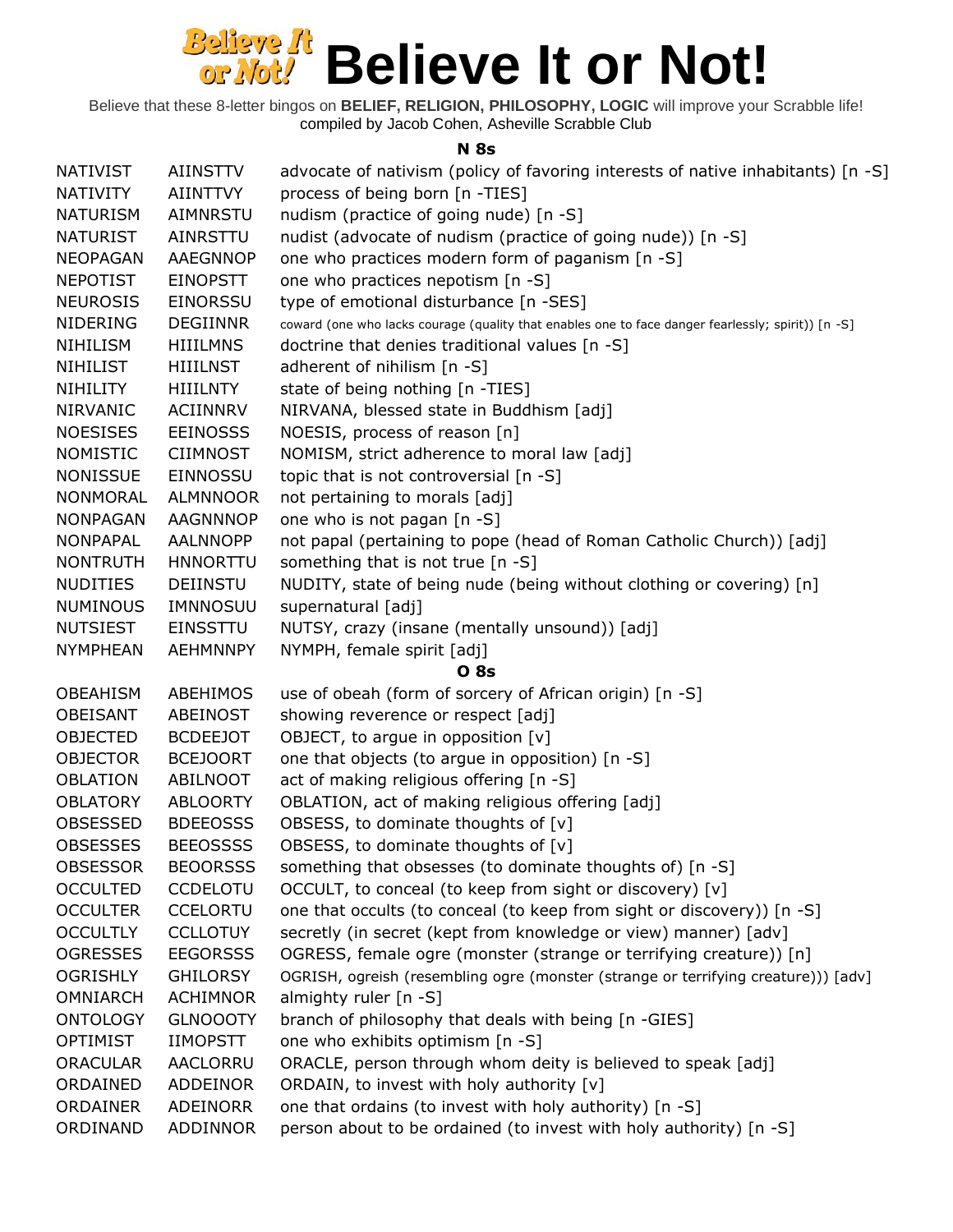# Believe It or Not!

Believe that these 8-letter bingos on **BELIEF, RELIGION, PHILOSOPHY, LOGIC** will improve your Scrabble life!
compiled by Jacob Cohen, Asheville Scrabble Club

**N 8s**

| | | |
|---|---|---|
| NATIVIST | AIINSTTV | advocate of nativism (policy of favoring interests of native inhabitants) [n -S] |
| NATIVITY | AIINTTVY | process of being born [n -TIES] |
| NATURISM | AIMNRSTU | nudism (practice of going nude) [n -S] |
| NATURIST | AINRSTTU | nudist (advocate of nudism (practice of going nude)) [n -S] |
| NEOPAGAN | AAEGNNOP | one who practices modern form of paganism [n -S] |
| NEPOTIST | EINOPSTT | one who practices nepotism [n -S] |
| NEUROSIS | EINORSSU | type of emotional disturbance [n -SES] |
| NIDERING | DEGIINNR | coward (one who lacks courage (quality that enables one to face danger fearlessly; spirit)) [n -S] |
| NIHILISM | HIIILMNS | doctrine that denies traditional values [n -S] |
| NIHILIST | HIIILNST | adherent of nihilism [n -S] |
| NIHILITY | HIIILNTY | state of being nothing [n -TIES] |
| NIRVANIC | ACIINNRV | NIRVANA, blessed state in Buddhism [adj] |
| NOESISES | EEINOSSS | NOESIS, process of reason [n] |
| NOMISTIC | CIIMNOST | NOMISM, strict adherence to moral law [adj] |
| NONISSUE | EINNOSSU | topic that is not controversial [n -S] |
| NONMORAL | ALMNNOOR | not pertaining to morals [adj] |
| NONPAGAN | AAGNNNOP | one who is not pagan [n -S] |
| NONPAPAL | AALNNOPP | not papal (pertaining to pope (head of Roman Catholic Church)) [adj] |
| NONTRUTH | HNNORTTU | something that is not true [n -S] |
| NUDITIES | DEIINSTU | NUDITY, state of being nude (being without clothing or covering) [n] |
| NUMINOUS | IMNNOSUU | supernatural [adj] |
| NUTSIEST | EINSSTTU | NUTSY, crazy (insane (mentally unsound)) [adj] |
| NYMPHEAN | AEHMNNPY | NYMPH, female spirit [adj] |

**O 8s**

| | | |
|---|---|---|
| OBEAHISM | ABEHIMOS | use of obeah (form of sorcery of African origin) [n -S] |
| OBEISANT | ABEINOST | showing reverence or respect [adj] |
| OBJECTED | BCDEEJOT | OBJECT, to argue in opposition [v] |
| OBJECTOR | BCEJOORT | one that objects (to argue in opposition) [n -S] |
| OBLATION | ABILNOOT | act of making religious offering [n -S] |
| OBLATORY | ABLOORTY | OBLATION, act of making religious offering [adj] |
| OBSESSED | BDEEOSSS | OBSESS, to dominate thoughts of [v] |
| OBSESSES | BEEOSSSS | OBSESS, to dominate thoughts of [v] |
| OBSESSOR | BEOORSSS | something that obsesses (to dominate thoughts of) [n -S] |
| OCCULTED | CCDELOTU | OCCULT, to conceal (to keep from sight or discovery) [v] |
| OCCULTER | CCELORTU | one that occults (to conceal (to keep from sight or discovery)) [n -S] |
| OCCULTLY | CCLLOTUY | secretly (in secret (kept from knowledge or view) manner) [adv] |
| OGRESSES | EEGORSSS | OGRESS, female ogre (monster (strange or terrifying creature)) [n] |
| OGRISHLY | GHILORSY | OGRISH, ogreish (resembling ogre (monster (strange or terrifying creature))) [adv] |
| OMNIARCH | ACHIMNOR | almighty ruler [n -S] |
| ONTOLOGY | GLNOOOTY | branch of philosophy that deals with being [n -GIES] |
| OPTIMIST | IIMOPSTT | one who exhibits optimism [n -S] |
| ORACULAR | AACLORRU | ORACLE, person through whom deity is believed to speak [adj] |
| ORDAINED | ADDEINOR | ORDAIN, to invest with holy authority [v] |
| ORDAINER | ADEINORR | one that ordains (to invest with holy authority) [n -S] |
| ORDINAND | ADDINNOR | person about to be ordained (to invest with holy authority) [n -S] |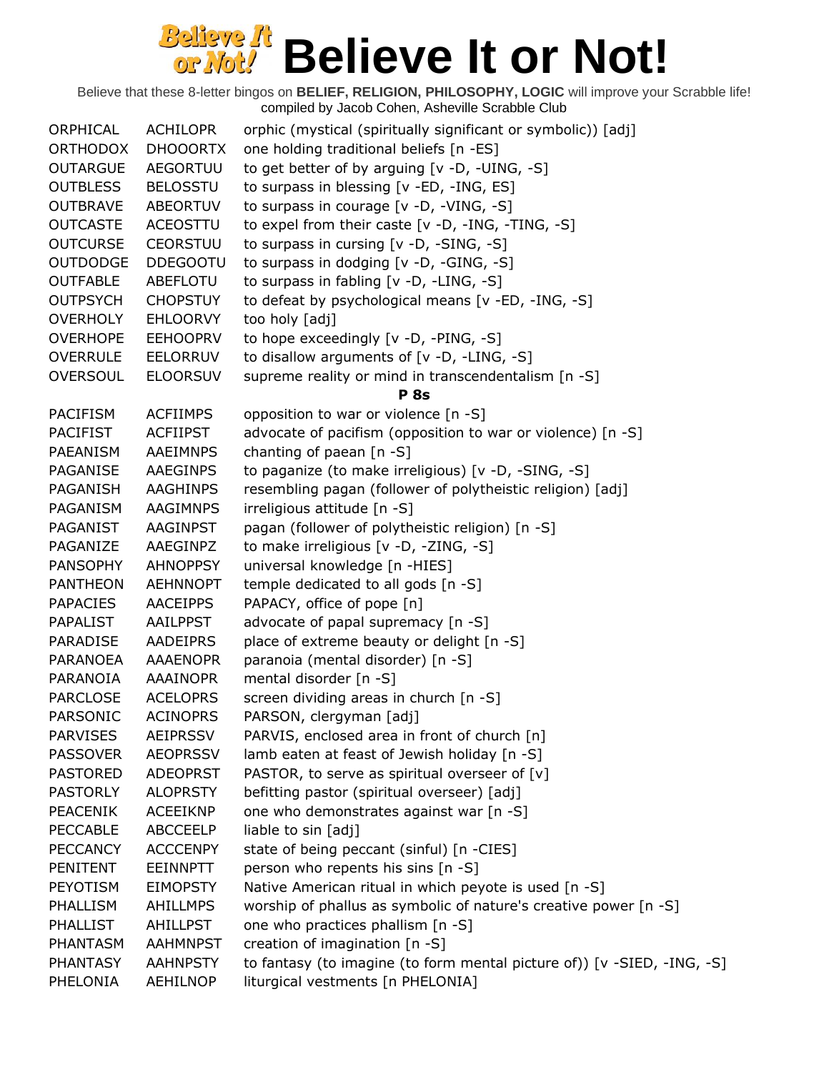# Believe It or Not!

Believe that these 8-letter bingos on **BELIEF, RELIGION, PHILOSOPHY, LOGIC** will improve your Scrabble life!
compiled by Jacob Cohen, Asheville Scrabble Club

| | | |
|---|---|---|
| ORPHICAL | ACHILOPR | orphic (mystical (spiritually significant or symbolic)) [adj] |
| ORTHODOX | DHOOORTX | one holding traditional beliefs [n -ES] |
| OUTARGUE | AEGORTUU | to get better of by arguing [v -D, -UING, -S] |
| OUTBLESS | BELOSSTU | to surpass in blessing [v -ED, -ING, ES] |
| OUTBRAVE | ABEORTUV | to surpass in courage [v -D, -VING, -S] |
| OUTCASTE | ACEOSTTU | to expel from their caste [v -D, -ING, -TING, -S] |
| OUTCURSE | CEORSTUU | to surpass in cursing [v -D, -SING, -S] |
| OUTDODGE | DDEGOOTU | to surpass in dodging [v -D, -GING, -S] |
| OUTFABLE | ABEFLOTU | to surpass in fabling [v -D, -LING, -S] |
| OUTPSYCH | CHOPSTUY | to defeat by psychological means [v -ED, -ING, -S] |
| OVERHOLY | EHLOORVY | too holy [adj] |
| OVERHOPE | EEHOOPRV | to hope exceedingly [v -D, -PING, -S] |
| OVERRULE | EELORRUV | to disallow arguments of [v -D, -LING, -S] |
| OVERSOUL | ELOORSUV | supreme reality or mind in transcendentalism [n -S] |

**P 8s**

| | | |
|---|---|---|
| PACIFISM | ACFIIMPS | opposition to war or violence [n -S] |
| PACIFIST | ACFIIPST | advocate of pacifism (opposition to war or violence) [n -S] |
| PAEANISM | AAEIMNPS | chanting of paean [n -S] |
| PAGANISE | AAEGINPS | to paganize (to make irreligious) [v -D, -SING, -S] |
| PAGANISH | AAGHINPS | resembling pagan (follower of polytheistic religion) [adj] |
| PAGANISM | AAGIMNPS | irreligious attitude [n -S] |
| PAGANIST | AAGINPST | pagan (follower of polytheistic religion) [n -S] |
| PAGANIZE | AAEGINPZ | to make irreligious [v -D, -ZING, -S] |
| PANSOPHY | AHNOPPSY | universal knowledge [n -HIES] |
| PANTHEON | AEHNNOPT | temple dedicated to all gods [n -S] |
| PAPACIES | AACEIPPS | PAPACY, office of pope [n] |
| PAPALIST | AAILPPST | advocate of papal supremacy [n -S] |
| PARADISE | AADEIPRS | place of extreme beauty or delight [n -S] |
| PARANOEA | AAAENOPR | paranoia (mental disorder) [n -S] |
| PARANOIA | AAAINOPR | mental disorder [n -S] |
| PARCLOSE | ACELOPRS | screen dividing areas in church [n -S] |
| PARSONIC | ACINOPRS | PARSON, clergyman [adj] |
| PARVISES | AEIPRSSV | PARVIS, enclosed area in front of church [n] |
| PASSOVER | AEOPRSSV | lamb eaten at feast of Jewish holiday [n -S] |
| PASTORED | ADEOPRST | PASTOR, to serve as spiritual overseer of [v] |
| PASTORLY | ALOPRSTY | befitting pastor (spiritual overseer) [adj] |
| PEACENIK | ACEEIKNP | one who demonstrates against war [n -S] |
| PECCABLE | ABCCEELP | liable to sin [adj] |
| PECCANCY | ACCCENPY | state of being peccant (sinful) [n -CIES] |
| PENITENT | EEINNPTT | person who repents his sins [n -S] |
| PEYOTISM | EIMOPSTY | Native American ritual in which peyote is used [n -S] |
| PHALLISM | AHILLMPS | worship of phallus as symbolic of nature's creative power [n -S] |
| PHALLIST | AHILLPST | one who practices phallism [n -S] |
| PHANTASM | AAHMNPST | creation of imagination [n -S] |
| PHANTASY | AAHNPSTY | to fantasy (to imagine (to form mental picture of)) [v -SIED, -ING, -S] |
| PHELONIA | AEHILNOP | liturgical vestments [n PHELONIA] |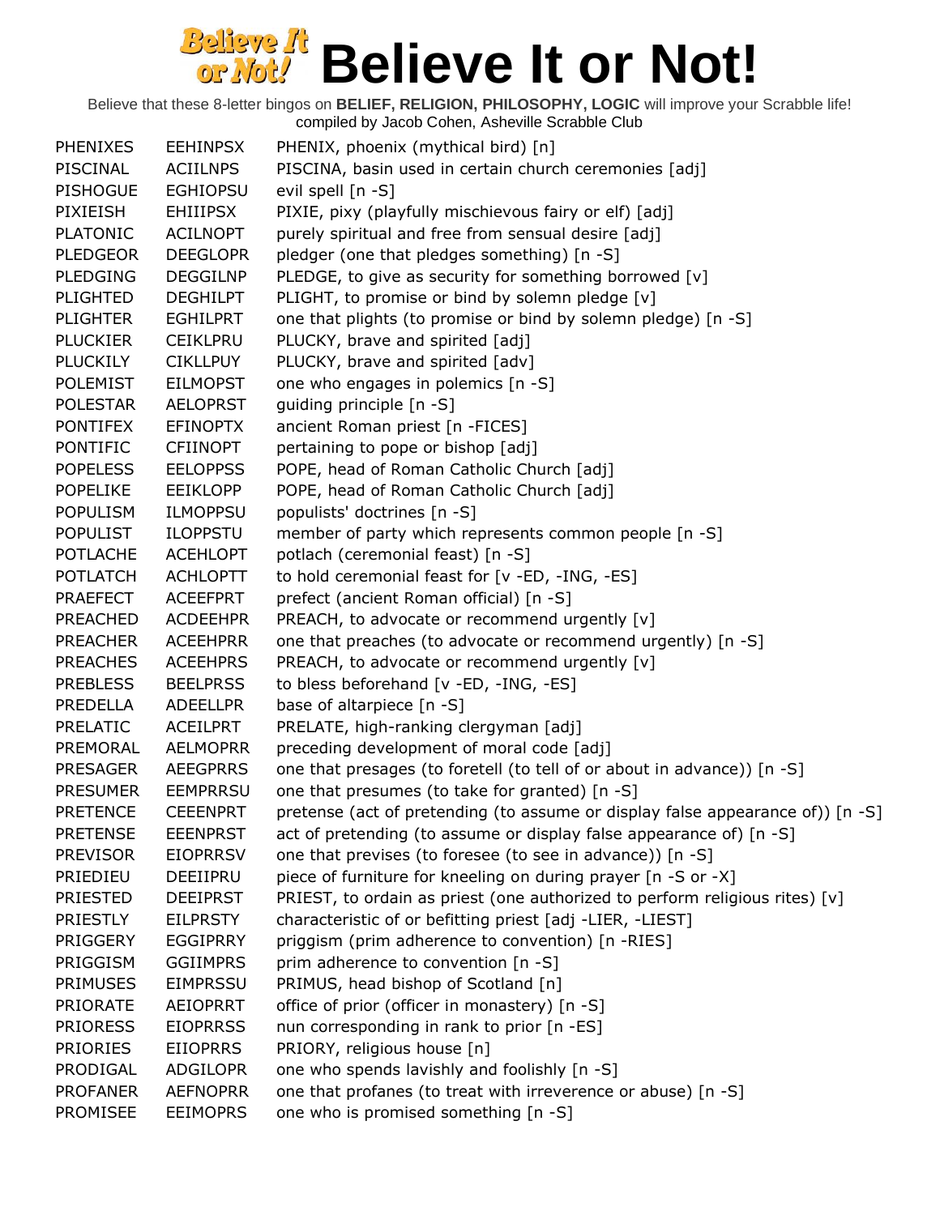# Believe It or Not!

Believe that these 8-letter bingos on **BELIEF, RELIGION, PHILOSOPHY, LOGIC** will improve your Scrabble life!
compiled by Jacob Cohen, Asheville Scrabble Club

| | | |
|---|---|---|
| PHENIXES | EEHINPSX | PHENIX, phoenix (mythical bird) [n] |
| PISCINAL | ACIILNPS | PISCINA, basin used in certain church ceremonies [adj] |
| PISHOGUE | EGHIOPSU | evil spell [n -S] |
| PIXIEISH | EHIIIPSX | PIXIE, pixy (playfully mischievous fairy or elf) [adj] |
| PLATONIC | ACILNOPT | purely spiritual and free from sensual desire [adj] |
| PLEDGEOR | DEEGLOPR | pledger (one that pledges something) [n -S] |
| PLEDGING | DEGGILNP | PLEDGE, to give as security for something borrowed [v] |
| PLIGHTED | DEGHILPT | PLIGHT, to promise or bind by solemn pledge [v] |
| PLIGHTER | EGHILPRT | one that plights (to promise or bind by solemn pledge) [n -S] |
| PLUCKIER | CEIKLPRU | PLUCKY, brave and spirited [adj] |
| PLUCKILY | CIKLLPUY | PLUCKY, brave and spirited [adv] |
| POLEMIST | EILMOPST | one who engages in polemics [n -S] |
| POLESTAR | AELOPRST | guiding principle [n -S] |
| PONTIFEX | EFINOPTX | ancient Roman priest [n -FICES] |
| PONTIFIC | CFIINOPT | pertaining to pope or bishop [adj] |
| POPELESS | EELOPPSS | POPE, head of Roman Catholic Church [adj] |
| POPELIKE | EEIKLOPP | POPE, head of Roman Catholic Church [adj] |
| POPULISM | ILMOPPSU | populists' doctrines [n -S] |
| POPULIST | ILOPPSTU | member of party which represents common people [n -S] |
| POTLACHE | ACEHLOPT | potlach (ceremonial feast) [n -S] |
| POTLATCH | ACHLOPTT | to hold ceremonial feast for [v -ED, -ING, -ES] |
| PRAEFECT | ACEEFPRT | prefect (ancient Roman official) [n -S] |
| PREACHED | ACDEEHPR | PREACH, to advocate or recommend urgently [v] |
| PREACHER | ACEEHPRR | one that preaches (to advocate or recommend urgently) [n -S] |
| PREACHES | ACEEHPRS | PREACH, to advocate or recommend urgently [v] |
| PREBLESS | BEELPRSS | to bless beforehand [v -ED, -ING, -ES] |
| PREDELLA | ADEELLPR | base of altarpiece [n -S] |
| PRELATIC | ACEILPRT | PRELATE, high-ranking clergyman [adj] |
| PREMORAL | AELMOPRR | preceding development of moral code [adj] |
| PRESAGER | AEEGPRRS | one that presages (to foretell (to tell of or about in advance)) [n -S] |
| PRESUMER | EEMPRRSU | one that presumes (to take for granted) [n -S] |
| PRETENCE | CEEENPRT | pretense (act of pretending (to assume or display false appearance of)) [n -S] |
| PRETENSE | EEENPRST | act of pretending (to assume or display false appearance of) [n -S] |
| PREVISOR | EIOPRRSV | one that previses (to foresee (to see in advance)) [n -S] |
| PRIEDIEU | DEEIIPRU | piece of furniture for kneeling on during prayer [n -S or -X] |
| PRIESTED | DEEIPRST | PRIEST, to ordain as priest (one authorized to perform religious rites) [v] |
| PRIESTLY | EILPRSTY | characteristic of or befitting priest [adj -LIER, -LIEST] |
| PRIGGERY | EGGIPRRY | priggism (prim adherence to convention) [n -RIES] |
| PRIGGISM | GGIIMPRS | prim adherence to convention [n -S] |
| PRIMUSES | EIMPRSSU | PRIMUS, head bishop of Scotland [n] |
| PRIORATE | AEIOPRRT | office of prior (officer in monastery) [n -S] |
| PRIORESS | EIOPRRSS | nun corresponding in rank to prior [n -ES] |
| PRIORIES | EIIOPRRS | PRIORY, religious house [n] |
| PRODIGAL | ADGILOPR | one who spends lavishly and foolishly [n -S] |
| PROFANER | AEFNOPRR | one that profanes (to treat with irreverence or abuse) [n -S] |
| PROMISEE | EEIMOPRS | one who is promised something [n -S] |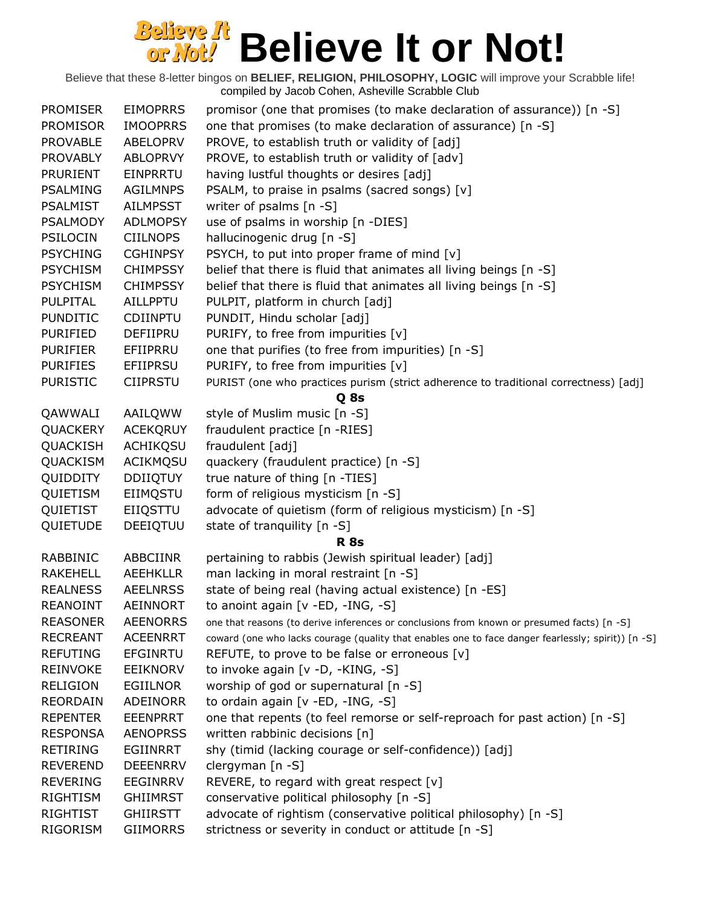# Believe It or Not!

Believe that these 8-letter bingos on **BELIEF, RELIGION, PHILOSOPHY, LOGIC** will improve your Scrabble life!
compiled by Jacob Cohen, Asheville Scrabble Club

| | | |
|---|---|---|
| PROMISER | EIMOPRRS | promisor (one that promises (to make declaration of assurance)) [n -S] |
| PROMISOR | IMOOPRRS | one that promises (to make declaration of assurance) [n -S] |
| PROVABLE | ABELOPRV | PROVE, to establish truth or validity of [adj] |
| PROVABLY | ABLOPRVY | PROVE, to establish truth or validity of [adv] |
| PRURIENT | EINPRRTU | having lustful thoughts or desires [adj] |
| PSALMING | AGILMNPS | PSALM, to praise in psalms (sacred songs) [v] |
| PSALMIST | AILMPSST | writer of psalms [n -S] |
| PSALMODY | ADLMOPSY | use of psalms in worship [n -DIES] |
| PSILOCIN | CIILNOPS | hallucinogenic drug [n -S] |
| PSYCHING | CGHINPSY | PSYCH, to put into proper frame of mind [v] |
| PSYCHISM | CHIMPSSY | belief that there is fluid that animates all living beings [n -S] |
| PSYCHISM | CHIMPSSY | belief that there is fluid that animates all living beings [n -S] |
| PULPITAL | AILLPPTU | PULPIT, platform in church [adj] |
| PUNDITIC | CDIINPTU | PUNDIT, Hindu scholar [adj] |
| PURIFIED | DEFIIPRU | PURIFY, to free from impurities [v] |
| PURIFIER | EFIIPRRU | one that purifies (to free from impurities) [n -S] |
| PURIFIES | EFIIPRSU | PURIFY, to free from impurities [v] |
| PURISTIC | CIIPRSTU | PURIST (one who practices purism (strict adherence to traditional correctness) [adj] |
| | | **Q 8s** |
| QAWWALI | AAILQWW | style of Muslim music [n -S] |
| QUACKERY | ACEKQRUY | fraudulent practice [n -RIES] |
| QUACKISH | ACHIKQSU | fraudulent [adj] |
| QUACKISM | ACIKMQSU | quackery (fraudulent practice) [n -S] |
| QUIDDITY | DDIIQTUY | true nature of thing [n -TIES] |
| QUIETISM | EIIMQSTU | form of religious mysticism [n -S] |
| QUIETIST | EIIQSTTU | advocate of quietism (form of religious mysticism) [n -S] |
| QUIETUDE | DEEIQTUU | state of tranquility [n -S] |
| | | **R 8s** |
| RABBINIC | ABBCIINR | pertaining to rabbis (Jewish spiritual leader) [adj] |
| RAKEHELL | AEEHKLLR | man lacking in moral restraint [n -S] |
| REALNESS | AEELNRSS | state of being real (having actual existence) [n -ES] |
| REANOINT | AEINNORT | to anoint again [v -ED, -ING, -S] |
| REASONER | AEENORRS | one that reasons (to derive inferences or conclusions from known or presumed facts) [n -S] |
| RECREANT | ACEENRRT | coward (one who lacks courage (quality that enables one to face danger fearlessly; spirit)) [n -S] |
| REFUTING | EFGINRTU | REFUTE, to prove to be false or erroneous [v] |
| REINVOKE | EEIKNORV | to invoke again [v -D, -KING, -S] |
| RELIGION | EGIILNOR | worship of god or supernatural [n -S] |
| REORDAIN | ADEINORR | to ordain again [v -ED, -ING, -S] |
| REPENTER | EEENPRRT | one that repents (to feel remorse or self-reproach for past action) [n -S] |
| RESPONSA | AENOPRSS | written rabbinic decisions [n] |
| RETIRING | EGIINRRT | shy (timid (lacking courage or self-confidence)) [adj] |
| REVEREND | DEEENRRV | clergyman [n -S] |
| REVERING | EEGINRRV | REVERE, to regard with great respect [v] |
| RIGHTISM | GHIIMRST | conservative political philosophy [n -S] |
| RIGHTIST | GHIIRSTT | advocate of rightism (conservative political philosophy) [n -S] |
| RIGORISM | GIIMORRS | strictness or severity in conduct or attitude [n -S] |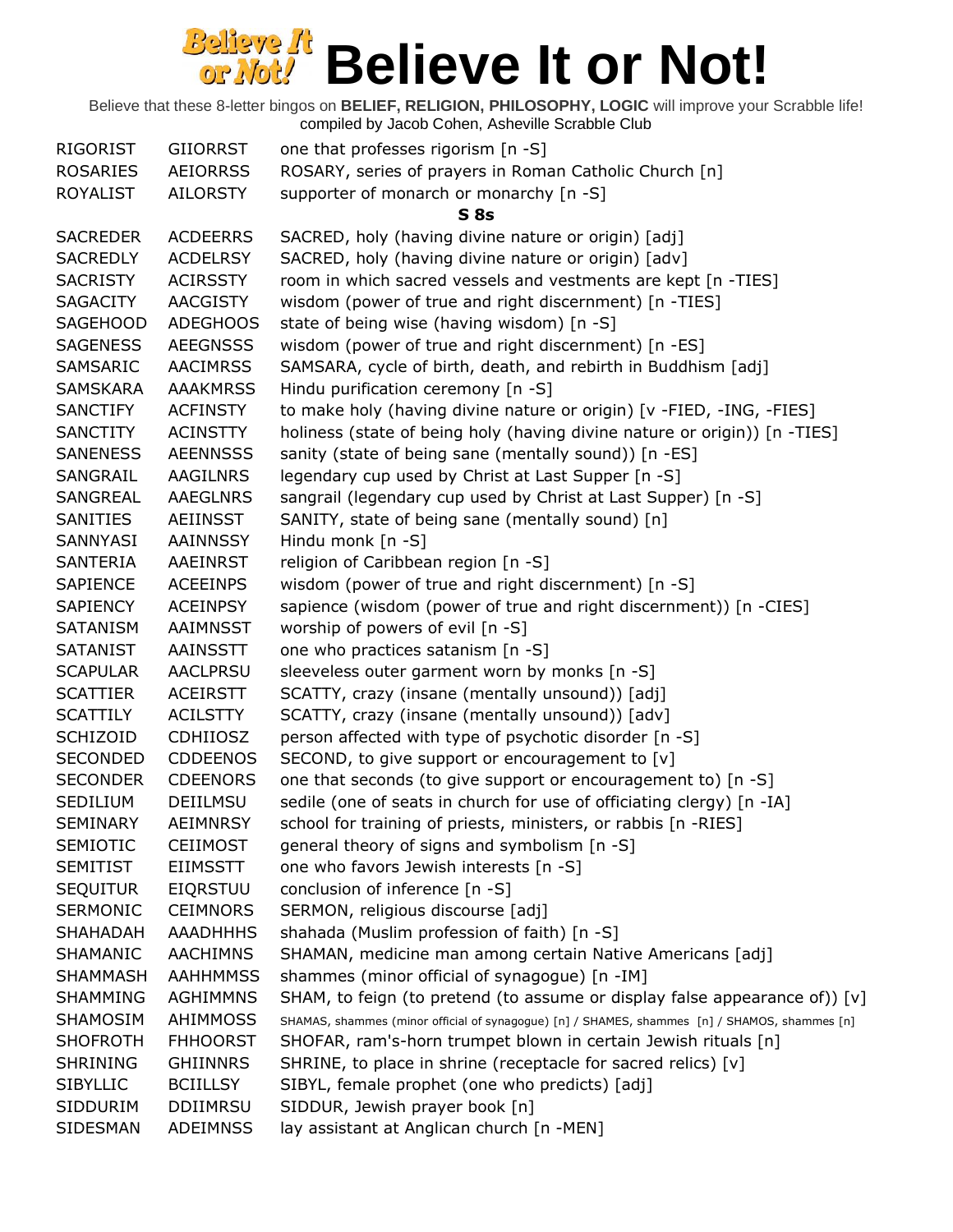# Believe It or Not!

Believe that these 8-letter bingos on **BELIEF, RELIGION, PHILOSOPHY, LOGIC** will improve your Scrabble life!
compiled by Jacob Cohen, Asheville Scrabble Club

| | | |
|---|---|---|
| RIGORIST | GIIORRST | one that professes rigorism [n -S] |
| ROSARIES | AEIORRSS | ROSARY, series of prayers in Roman Catholic Church [n] |
| ROYALIST | AILORSTY | supporter of monarch or monarchy [n -S] |
| | | **S 8s** |
| SACREDER | ACDEERRS | SACRED, holy (having divine nature or origin) [adj] |
| SACREDLY | ACDELRSY | SACRED, holy (having divine nature or origin) [adv] |
| SACRISTY | ACIRSSTY | room in which sacred vessels and vestments are kept [n -TIES] |
| SAGACITY | AACGISTY | wisdom (power of true and right discernment) [n -TIES] |
| SAGEHOOD | ADEGHOOS | state of being wise (having wisdom) [n -S] |
| SAGENESS | AEEGNSSS | wisdom (power of true and right discernment) [n -ES] |
| SAMSARIC | AACIMRSS | SAMSARA, cycle of birth, death, and rebirth in Buddhism [adj] |
| SAMSKARA | AAAKMRSS | Hindu purification ceremony [n -S] |
| SANCTIFY | ACFINSTY | to make holy (having divine nature or origin) [v -FIED, -ING, -FIES] |
| SANCTITY | ACINSTTY | holiness (state of being holy (having divine nature or origin)) [n -TIES] |
| SANENESS | AEENNSSS | sanity (state of being sane (mentally sound)) [n -ES] |
| SANGRAIL | AAGILNRS | legendary cup used by Christ at Last Supper [n -S] |
| SANGREAL | AAEGLNRS | sangrail (legendary cup used by Christ at Last Supper) [n -S] |
| SANITIES | AEIINSST | SANITY, state of being sane (mentally sound) [n] |
| SANNYASI | AAINNSSY | Hindu monk [n -S] |
| SANTERIA | AAEINRST | religion of Caribbean region [n -S] |
| SAPIENCE | ACEEINPS | wisdom (power of true and right discernment) [n -S] |
| SAPIENCY | ACEINPSY | sapience (wisdom (power of true and right discernment)) [n -CIES] |
| SATANISM | AAIMNSST | worship of powers of evil [n -S] |
| SATANIST | AAINSSTT | one who practices satanism [n -S] |
| SCAPULAR | AACLPRSU | sleeveless outer garment worn by monks [n -S] |
| SCATTIER | ACEIRSTT | SCATTY, crazy (insane (mentally unsound)) [adj] |
| SCATTILY | ACILSTTY | SCATTY, crazy (insane (mentally unsound)) [adv] |
| SCHIZOID | CDHIIOSZ | person affected with type of psychotic disorder [n -S] |
| SECONDED | CDDEENOS | SECOND, to give support or encouragement to [v] |
| SECONDER | CDEENORS | one that seconds (to give support or encouragement to) [n -S] |
| SEDILIUM | DEIILMSU | sedile (one of seats in church for use of officiating clergy) [n -IA] |
| SEMINARY | AEIMNRSY | school for training of priests, ministers, or rabbis [n -RIES] |
| SEMIOTIC | CEIIMOST | general theory of signs and symbolism [n -S] |
| SEMITIST | EIIMSSTT | one who favors Jewish interests [n -S] |
| SEQUITUR | EIQRSTUU | conclusion of inference [n -S] |
| SERMONIC | CEIMNORS | SERMON, religious discourse [adj] |
| SHAHADAH | AAADHHHS | shahada (Muslim profession of faith) [n -S] |
| SHAMANIC | AACHIMNS | SHAMAN, medicine man among certain Native Americans [adj] |
| SHAMMASH | AAHHMMSS | shammes (minor official of synagogue) [n -IM] |
| SHAMMING | AGHIMMNS | SHAM, to feign (to pretend (to assume or display false appearance of)) [v] |
| SHAMOSIM | AHIMMOSS | SHAMAS, shammes (minor official of synagogue) [n] / SHAMES, shammes [n] / SHAMOS, shammes [n] |
| SHOFROTH | FHHOORST | SHOFAR, ram's-horn trumpet blown in certain Jewish rituals [n] |
| SHRINING | GHIINNRS | SHRINE, to place in shrine (receptacle for sacred relics) [v] |
| SIBYLLIC | BCIILLSY | SIBYL, female prophet (one who predicts) [adj] |
| SIDDURIM | DDIIMRSU | SIDDUR, Jewish prayer book [n] |
| SIDESMAN | ADEIMNSS | lay assistant at Anglican church [n -MEN] |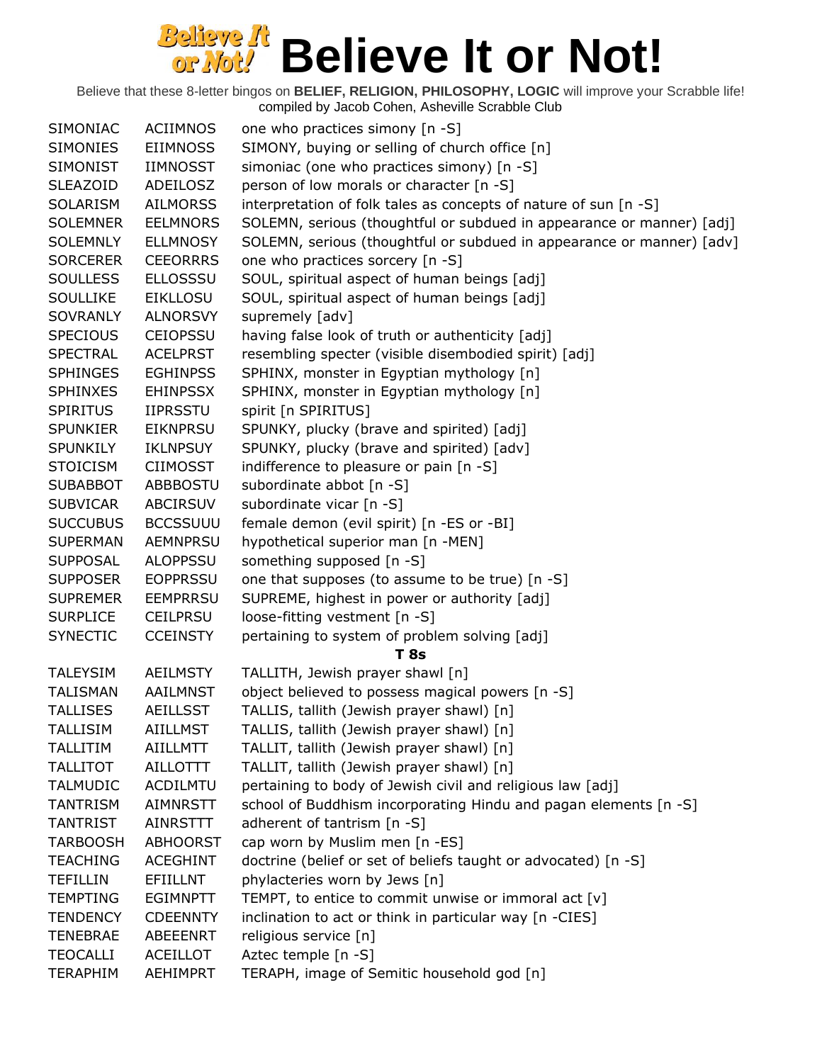# Believe It or Not!

Believe that these 8-letter bingos on **BELIEF, RELIGION, PHILOSOPHY, LOGIC** will improve your Scrabble life!
compiled by Jacob Cohen, Asheville Scrabble Club

| | | |
|---|---|---|
| SIMONIAC | ACIIMNOS | one who practices simony [n -S] |
| SIMONIES | EIIMNOSS | SIMONY, buying or selling of church office [n] |
| SIMONIST | IIMNOSST | simoniac (one who practices simony) [n -S] |
| SLEAZOID | ADEILOSZ | person of low morals or character [n -S] |
| SOLARISM | AILMORSS | interpretation of folk tales as concepts of nature of sun [n -S] |
| SOLEMNER | EELMNORS | SOLEMN, serious (thoughtful or subdued in appearance or manner) [adj] |
| SOLEMNLY | ELLMNOSY | SOLEMN, serious (thoughtful or subdued in appearance or manner) [adv] |
| SORCERER | CEEORRRS | one who practices sorcery [n -S] |
| SOULLESS | ELLOSSSU | SOUL, spiritual aspect of human beings [adj] |
| SOULLIKE | EIKLLOSU | SOUL, spiritual aspect of human beings [adj] |
| SOVRANLY | ALNORSVY | supremely [adv] |
| SPECIOUS | CEIOPSSU | having false look of truth or authenticity [adj] |
| SPECTRAL | ACELPRST | resembling specter (visible disembodied spirit) [adj] |
| SPHINGES | EGHINPSS | SPHINX, monster in Egyptian mythology [n] |
| SPHINXES | EHINPSSX | SPHINX, monster in Egyptian mythology [n] |
| SPIRITUS | IIPRSSTU | spirit [n SPIRITUS] |
| SPUNKIER | EIKNPRSU | SPUNKY, plucky (brave and spirited) [adj] |
| SPUNKILY | IKLNPSUY | SPUNKY, plucky (brave and spirited) [adv] |
| STOICISM | CIIMOSST | indifference to pleasure or pain [n -S] |
| SUBABBOT | ABBBOSTU | subordinate abbot [n -S] |
| SUBVICAR | ABCIRSUV | subordinate vicar [n -S] |
| SUCCUBUS | BCCSSUUU | female demon (evil spirit) [n -ES or -BI] |
| SUPERMAN | AEMNPRSU | hypothetical superior man [n -MEN] |
| SUPPOSAL | ALOPPSSU | something supposed [n -S] |
| SUPPOSER | EOPPRSSU | one that supposes (to assume to be true) [n -S] |
| SUPREMER | EEMPRRSU | SUPREME, highest in power or authority [adj] |
| SURPLICE | CEILPRSU | loose-fitting vestment [n -S] |
| SYNECTIC | CCEINSTY | pertaining to system of problem solving [adj] |
| | | **T 8s** |
| TALEYSIM | AEILMSTY | TALLITH, Jewish prayer shawl [n] |
| TALISMAN | AAILMNST | object believed to possess magical powers [n -S] |
| TALLISES | AEILLSST | TALLIS, tallith (Jewish prayer shawl) [n] |
| TALLISIM | AIILLMST | TALLIS, tallith (Jewish prayer shawl) [n] |
| TALLITIM | AIILLMTT | TALLIT, tallith (Jewish prayer shawl) [n] |
| TALLITOT | AILLOTTT | TALLIT, tallith (Jewish prayer shawl) [n] |
| TALMUDIC | ACDILMTU | pertaining to body of Jewish civil and religious law [adj] |
| TANTRISM | AIMNRSTT | school of Buddhism incorporating Hindu and pagan elements [n -S] |
| TANTRIST | AINRSTTT | adherent of tantrism [n -S] |
| TARBOOSH | ABHOORST | cap worn by Muslim men [n -ES] |
| TEACHING | ACEGHINT | doctrine (belief or set of beliefs taught or advocated) [n -S] |
| TEFILLIN | EFIILLNT | phylacteries worn by Jews [n] |
| TEMPTING | EGIMNPTT | TEMPT, to entice to commit unwise or immoral act [v] |
| TENDENCY | CDEENNTY | inclination to act or think in particular way [n -CIES] |
| TENEBRAE | ABEEENRT | religious service [n] |
| TEOCALLI | ACEILLOT | Aztec temple [n -S] |
| TERAPHIM | AEHIMPRT | TERAPH, image of Semitic household god [n] |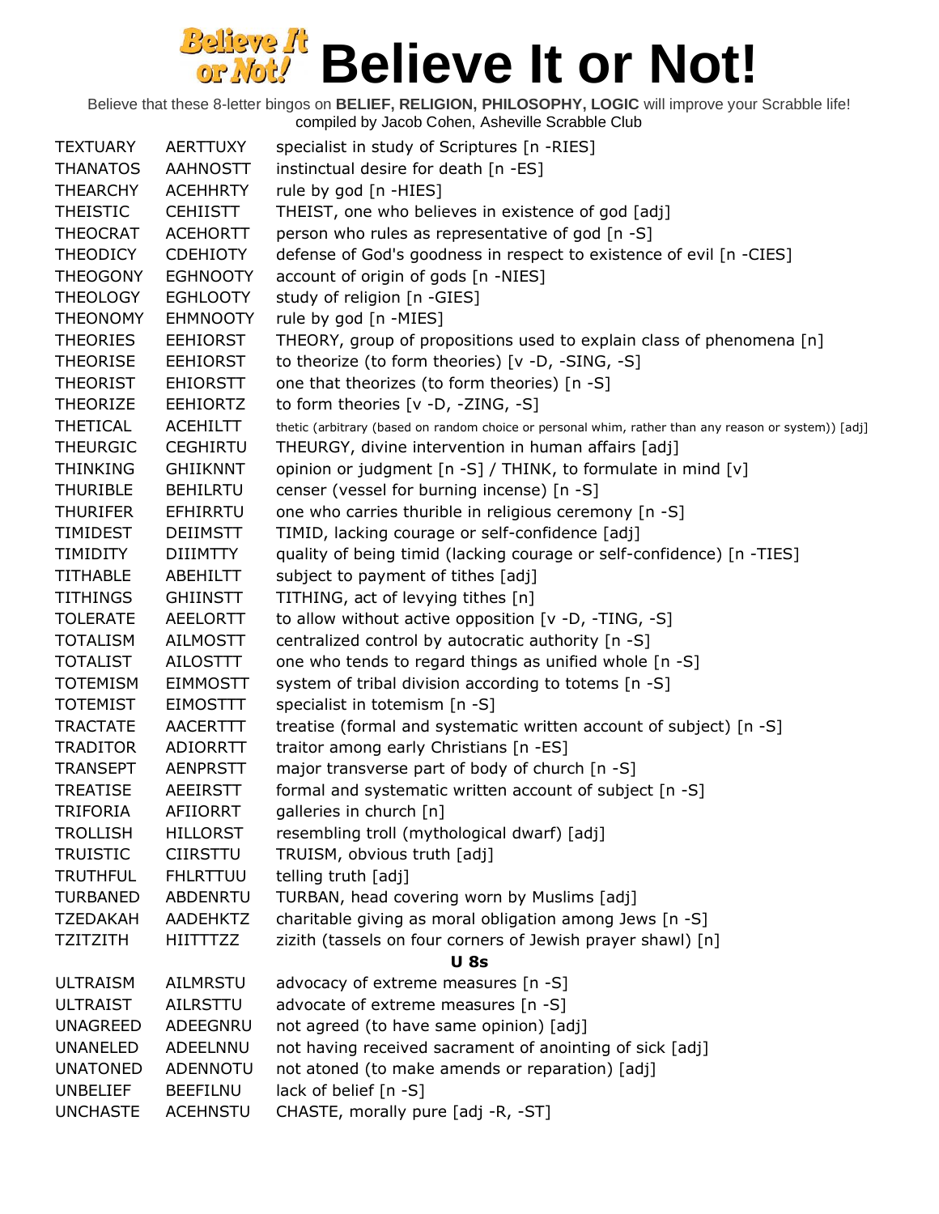# Believe It or Not!

Believe that these 8-letter bingos on **BELIEF, RELIGION, PHILOSOPHY, LOGIC** will improve your Scrabble life!
compiled by Jacob Cohen, Asheville Scrabble Club

| | | |
|---|---|---|
| TEXTUARY | AERTTUXY | specialist in study of Scriptures [n -RIES] |
| THANATOS | AAHNOSTT | instinctual desire for death [n -ES] |
| THEARCHY | ACEHHRTY | rule by god [n -HIES] |
| THEISTIC | CEHIISTT | THEIST, one who believes in existence of god [adj] |
| THEOCRAT | ACEHORTT | person who rules as representative of god [n -S] |
| THEODICY | CDEHIOTY | defense of God's goodness in respect to existence of evil [n -CIES] |
| THEOGONY | EGHNOOTY | account of origin of gods [n -NIES] |
| THEOLOGY | EGHLOOTY | study of religion [n -GIES] |
| THEONOMY | EHMNOOTY | rule by god [n -MIES] |
| THEORIES | EEHIORST | THEORY, group of propositions used to explain class of phenomena [n] |
| THEORISE | EEHIORST | to theorize (to form theories) [v -D, -SING, -S] |
| THEORIST | EHIORSTT | one that theorizes (to form theories) [n -S] |
| THEORIZE | EEHIORTZ | to form theories [v -D, -ZING, -S] |
| THETICAL | ACEHILTT | thetic (arbitrary (based on random choice or personal whim, rather than any reason or system)) [adj] |
| THEURGIC | CEGHIRTU | THEURGY, divine intervention in human affairs [adj] |
| THINKING | GHIIKNNT | opinion or judgment [n -S] / THINK, to formulate in mind [v] |
| THURIBLE | BEHILRTU | censer (vessel for burning incense) [n -S] |
| THURIFER | EFHIRRTU | one who carries thurible in religious ceremony [n -S] |
| TIMIDEST | DEIIMSTT | TIMID, lacking courage or self-confidence [adj] |
| TIMIDITY | DIIIMTTY | quality of being timid (lacking courage or self-confidence) [n -TIES] |
| TITHABLE | ABEHILTT | subject to payment of tithes [adj] |
| TITHINGS | GHIINSTT | TITHING, act of levying tithes [n] |
| TOLERATE | AEELORTT | to allow without active opposition [v -D, -TING, -S] |
| TOTALISM | AILMOSTT | centralized control by autocratic authority [n -S] |
| TOTALIST | AILOSTTT | one who tends to regard things as unified whole [n -S] |
| TOTEMISM | EIMMOSTT | system of tribal division according to totems [n -S] |
| TOTEMIST | EIMOSTTT | specialist in totemism [n -S] |
| TRACTATE | AACERTTT | treatise (formal and systematic written account of subject) [n -S] |
| TRADITOR | ADIORRTT | traitor among early Christians [n -ES] |
| TRANSEPT | AENPRSTT | major transverse part of body of church [n -S] |
| TREATISE | AEEIRSTT | formal and systematic written account of subject [n -S] |
| TRIFORIA | AFIIORRT | galleries in church [n] |
| TROLLISH | HILLORST | resembling troll (mythological dwarf) [adj] |
| TRUISTIC | CIIRSTTU | TRUISM, obvious truth [adj] |
| TRUTHFUL | FHLRTTUU | telling truth [adj] |
| TURBANED | ABDENRTU | TURBAN, head covering worn by Muslims [adj] |
| TZEDAKAH | AADEHKTZ | charitable giving as moral obligation among Jews [n -S] |
| TZITZITH | HIITTTZZ | zizith (tassels on four corners of Jewish prayer shawl) [n] |

**U 8s**

| | | |
|---|---|---|
| ULTRAISM | AILMRSTU | advocacy of extreme measures [n -S] |
| ULTRAIST | AILRSTTU | advocate of extreme measures [n -S] |
| UNAGREED | ADEEGNRU | not agreed (to have same opinion) [adj] |
| UNANELED | ADEELNNU | not having received sacrament of anointing of sick [adj] |
| UNATONED | ADENNOTU | not atoned (to make amends or reparation) [adj] |
| UNBELIEF | BEEFILNU | lack of belief [n -S] |
| UNCHASTE | ACEHNSTU | CHASTE, morally pure [adj -R, -ST] |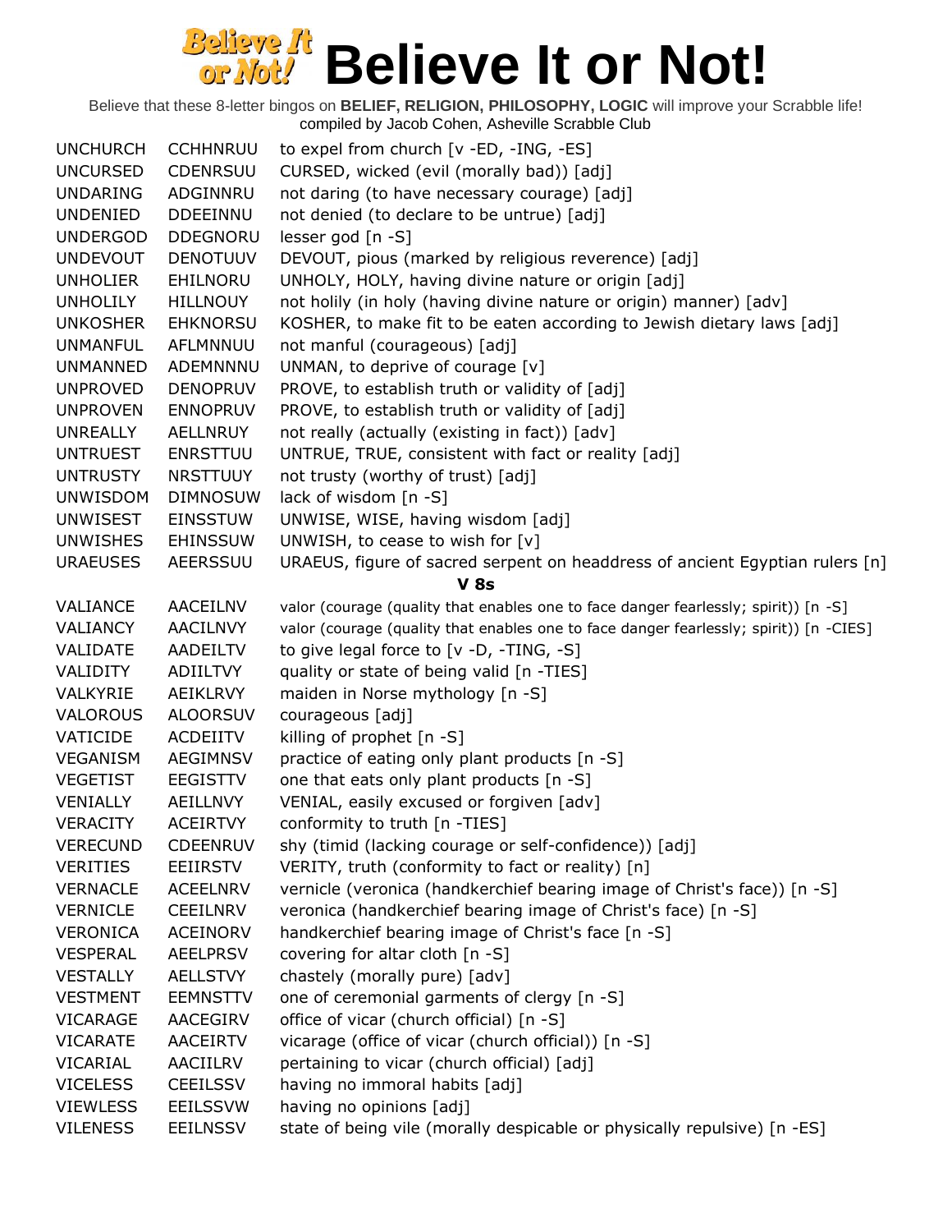# Believe It or Not!

Believe that these 8-letter bingos on **BELIEF, RELIGION, PHILOSOPHY, LOGIC** will improve your Scrabble life!
compiled by Jacob Cohen, Asheville Scrabble Club

| | | |
|---|---|---|
| UNCHURCH | CCHHNRUU | to expel from church [v -ED, -ING, -ES] |
| UNCURSED | CDENRSUU | CURSED, wicked (evil (morally bad)) [adj] |
| UNDARING | ADGINNRU | not daring (to have necessary courage) [adj] |
| UNDENIED | DDEEINNU | not denied (to declare to be untrue) [adj] |
| UNDERGOD | DDEGNORU | lesser god [n -S] |
| UNDEVOUT | DENOTUUV | DEVOUT, pious (marked by religious reverence) [adj] |
| UNHOLIER | EHILNORU | UNHOLY, HOLY, having divine nature or origin [adj] |
| UNHOLILY | HILLNOUY | not holily (in holy (having divine nature or origin) manner) [adv] |
| UNKOSHER | EHKNORSU | KOSHER, to make fit to be eaten according to Jewish dietary laws [adj] |
| UNMANFUL | AFLMNNUU | not manful (courageous) [adj] |
| UNMANNED | ADEMNNNU | UNMAN, to deprive of courage [v] |
| UNPROVED | DENOPRUV | PROVE, to establish truth or validity of [adj] |
| UNPROVEN | ENNOPRUV | PROVE, to establish truth or validity of [adj] |
| UNREALLY | AELLNRUY | not really (actually (existing in fact)) [adv] |
| UNTRUEST | ENRSTTUU | UNTRUE, TRUE, consistent with fact or reality [adj] |
| UNTRUSTY | NRSTTUUY | not trusty (worthy of trust) [adj] |
| UNWISDOM | DIMNOSUW | lack of wisdom [n -S] |
| UNWISEST | EINSSTUW | UNWISE, WISE, having wisdom [adj] |
| UNWISHES | EHINSSUW | UNWISH, to cease to wish for [v] |
| URAEUSES | AEERSSUU | URAEUS, figure of sacred serpent on headdress of ancient Egyptian rulers [n] |

**V 8s**

| | | |
|---|---|---|
| VALIANCE | AACEILNV | valor (courage (quality that enables one to face danger fearlessly; spirit)) [n -S] |
| VALIANCY | AACILNVY | valor (courage (quality that enables one to face danger fearlessly; spirit)) [n -CIES] |
| VALIDATE | AADEILTV | to give legal force to [v -D, -TING, -S] |
| VALIDITY | ADIILTVY | quality or state of being valid [n -TIES] |
| VALKYRIE | AEIKLRVY | maiden in Norse mythology [n -S] |
| VALOROUS | ALOORSUV | courageous [adj] |
| VATICIDE | ACDEIITV | killing of prophet [n -S] |
| VEGANISM | AEGIMNSV | practice of eating only plant products [n -S] |
| VEGETIST | EEGISTTV | one that eats only plant products [n -S] |
| VENIALLY | AEILLNVY | VENIAL, easily excused or forgiven [adv] |
| VERACITY | ACEIRTVY | conformity to truth [n -TIES] |
| VERECUND | CDEENRUV | shy (timid (lacking courage or self-confidence)) [adj] |
| VERITIES | EEIIRSTV | VERITY, truth (conformity to fact or reality) [n] |
| VERNACLE | ACEELNRV | vernicle (veronica (handkerchief bearing image of Christ's face)) [n -S] |
| VERNICLE | CEEILNRV | veronica (handkerchief bearing image of Christ's face) [n -S] |
| VERONICA | ACEINORV | handkerchief bearing image of Christ's face [n -S] |
| VESPERAL | AEELPRSV | covering for altar cloth [n -S] |
| VESTALLY | AELLSTVY | chastely (morally pure) [adv] |
| VESTMENT | EEMNSTTV | one of ceremonial garments of clergy [n -S] |
| VICARAGE | AACEGIRV | office of vicar (church official) [n -S] |
| VICARATE | AACEIRTV | vicarage (office of vicar (church official)) [n -S] |
| VICARIAL | AACIILRV | pertaining to vicar (church official) [adj] |
| VICELESS | CEEILSSV | having no immoral habits [adj] |
| VIEWLESS | EEILSSVW | having no opinions [adj] |
| VILENESS | EEILNSSV | state of being vile (morally despicable or physically repulsive) [n -ES] |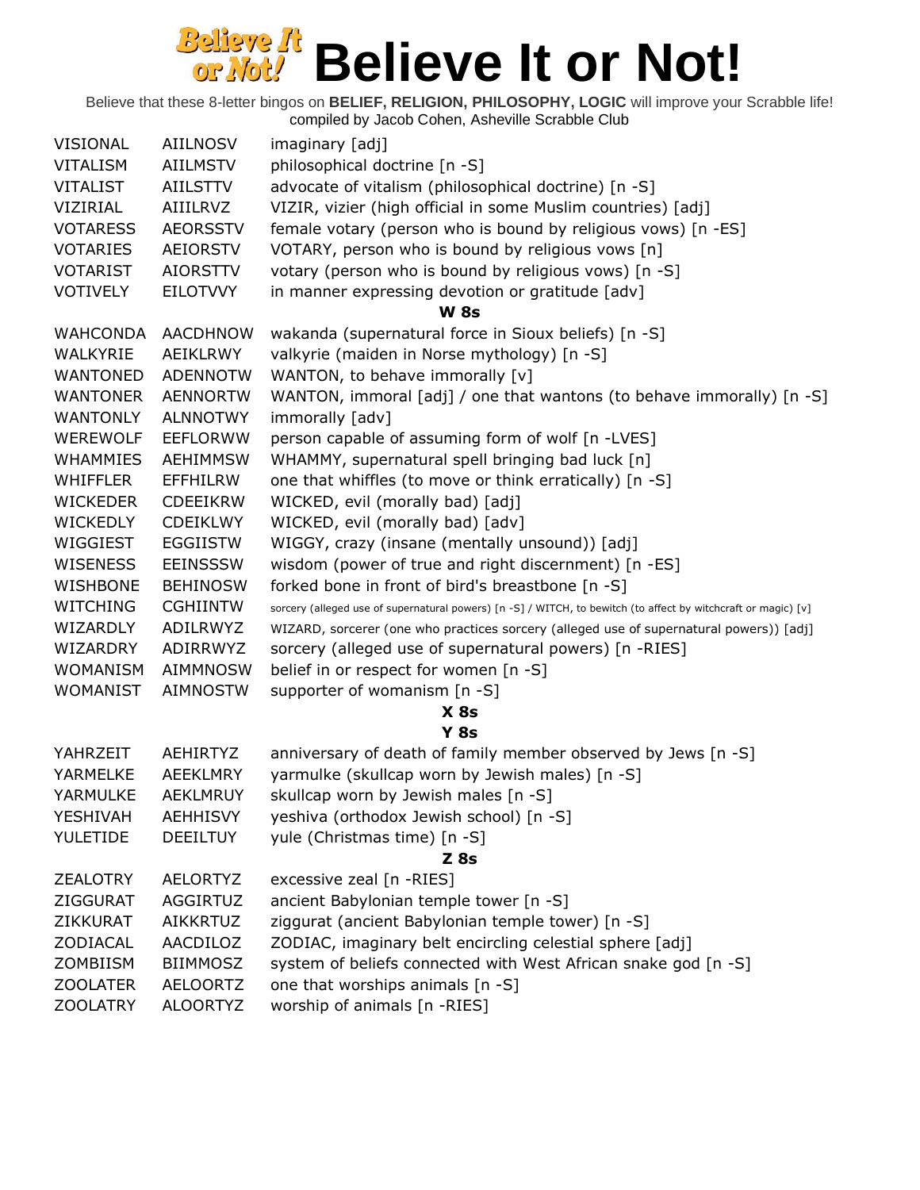# Believe It or Not!

Believe that these 8-letter bingos on **BELIEF, RELIGION, PHILOSOPHY, LOGIC** will improve your Scrabble life!
compiled by Jacob Cohen, Asheville Scrabble Club

| | | |
|---|---|---|
| VISIONAL | AIILNOSV | imaginary [adj] |
| VITALISM | AIILMSTV | philosophical doctrine [n -S] |
| VITALIST | AIILSTTV | advocate of vitalism (philosophical doctrine) [n -S] |
| VIZIRIAL | AIIILRVZ | VIZIR, vizier (high official in some Muslim countries) [adj] |
| VOTARESS | AEORSSTV | female votary (person who is bound by religious vows) [n -ES] |
| VOTARIES | AEIORSTV | VOTARY, person who is bound by religious vows [n] |
| VOTARIST | AIORSTTV | votary (person who is bound by religious vows) [n -S] |
| VOTIVELY | EILOTVVY | in manner expressing devotion or gratitude [adv] |
| | | **W 8s** |
| WAHCONDA | AACDHNOW | wakanda (supernatural force in Sioux beliefs) [n -S] |
| WALKYRIE | AEIKLRWY | valkyrie (maiden in Norse mythology) [n -S] |
| WANTONED | ADENNOTW | WANTON, to behave immorally [v] |
| WANTONER | AENNORTW | WANTON, immoral [adj] / one that wantons (to behave immorally) [n -S] |
| WANTONLY | ALNNOTWY | immorally [adv] |
| WEREWOLF | EEFLORWW | person capable of assuming form of wolf [n -LVES] |
| WHAMMIES | AEHIMMSW | WHAMMY, supernatural spell bringing bad luck [n] |
| WHIFFLER | EFFHILRW | one that whiffles (to move or think erratically) [n -S] |
| WICKEDER | CDEEIKRW | WICKED, evil (morally bad) [adj] |
| WICKEDLY | CDEIKLWY | WICKED, evil (morally bad) [adv] |
| WIGGIEST | EGGIISTW | WIGGY, crazy (insane (mentally unsound)) [adj] |
| WISENESS | EEINSSSW | wisdom (power of true and right discernment) [n -ES] |
| WISHBONE | BEHINOSW | forked bone in front of bird's breastbone [n -S] |
| WITCHING | CGHIINTW | sorcery (alleged use of supernatural powers) [n -S] / WITCH, to bewitch (to affect by witchcraft or magic) [v] |
| WIZARDLY | ADILRWYZ | WIZARD, sorcerer (one who practices sorcery (alleged use of supernatural powers)) [adj] |
| WIZARDRY | ADIRRWYZ | sorcery (alleged use of supernatural powers) [n -RIES] |
| WOMANISM | AIMMNOSW | belief in or respect for women [n -S] |
| WOMANIST | AIMNOSTW | supporter of womanism [n -S] |
| | | **X 8s** |
| | | **Y 8s** |
| YAHRZEIT | AEHIRTYZ | anniversary of death of family member observed by Jews [n -S] |
| YARMELKE | AEEKLMRY | yarmulke (skullcap worn by Jewish males) [n -S] |
| YARMULKE | AEKLMRUY | skullcap worn by Jewish males [n -S] |
| YESHIVAH | AEHHISVY | yeshiva (orthodox Jewish school) [n -S] |
| YULETIDE | DEEILTUY | yule (Christmas time) [n -S] |
| | | **Z 8s** |
| ZEALOTRY | AELORTYZ | excessive zeal [n -RIES] |
| ZIGGURAT | AGGIRTUZ | ancient Babylonian temple tower [n -S] |
| ZIKKURAT | AIKKRTUZ | ziggurat (ancient Babylonian temple tower) [n -S] |
| ZODIACAL | AACDILOZ | ZODIAC, imaginary belt encircling celestial sphere [adj] |
| ZOMBIISM | BIIMMOSZ | system of beliefs connected with West African snake god [n -S] |
| ZOOLATER | AELOORTZ | one that worships animals [n -S] |
| ZOOLATRY | ALOORTYZ | worship of animals [n -RIES] |